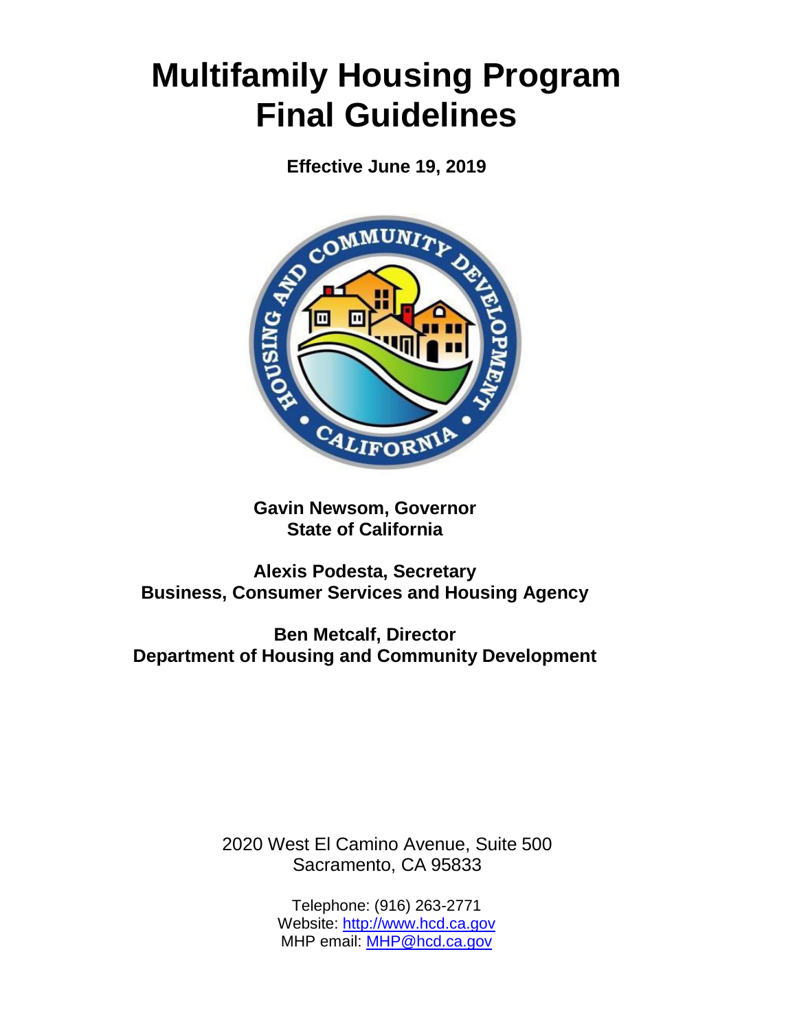# Multifamily Housing Program Final Guidelines

**Effective June 19, 2019**

**Gavin Newsom, Governor**
**State of California**

**Alexis Podesta, Secretary**
**Business, Consumer Services and Housing Agency**

**Ben Metcalf, Director**
**Department of Housing and Community Development**

2020 West El Camino Avenue, Suite 500
Sacramento, CA 95833

Telephone: (916) 263-2771
Website: http://www.hcd.ca.gov
MHP email: MHP@hcd.ca.gov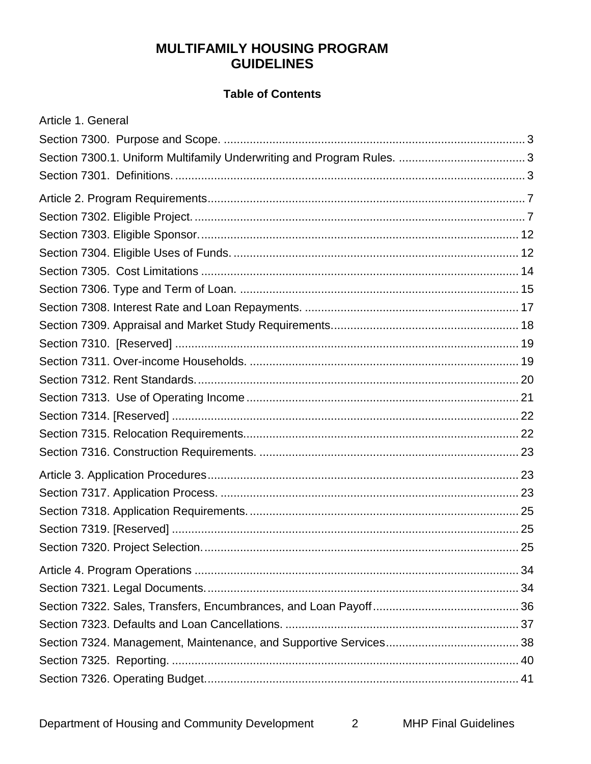# MULTIFAMILY HOUSING PROGRAM GUIDELINES

## Table of Contents

Article 1. General

Section 7300. Purpose and Scope. ............ 3

Section 7300.1. Uniform Multifamily Underwriting and Program Rules. ............ 3

Section 7301. Definitions. ............ 3

Article 2. Program Requirements ............ 7

Section 7302. Eligible Project. ............ 7

Section 7303. Eligible Sponsor. ............ 12

Section 7304. Eligible Uses of Funds. ............ 12

Section 7305. Cost Limitations ............ 14

Section 7306. Type and Term of Loan. ............ 15

Section 7308. Interest Rate and Loan Repayments. ............ 17

Section 7309. Appraisal and Market Study Requirements. ............ 18

Section 7310. [Reserved] ............ 19

Section 7311. Over-income Households. ............ 19

Section 7312. Rent Standards. ............ 20

Section 7313. Use of Operating Income ............ 21

Section 7314. [Reserved] ............ 22

Section 7315. Relocation Requirements. ............ 22

Section 7316. Construction Requirements. ............ 23

Article 3. Application Procedures ............ 23

Section 7317. Application Process. ............ 23

Section 7318. Application Requirements. ............ 25

Section 7319. [Reserved] ............ 25

Section 7320. Project Selection. ............ 25

Article 4. Program Operations ............ 34

Section 7321. Legal Documents. ............ 34

Section 7322. Sales, Transfers, Encumbrances, and Loan Payoff ............ 36

Section 7323. Defaults and Loan Cancellations. ............ 37

Section 7324. Management, Maintenance, and Supportive Services ............ 38

Section 7325. Reporting. ............ 40

Section 7326. Operating Budget. ............ 41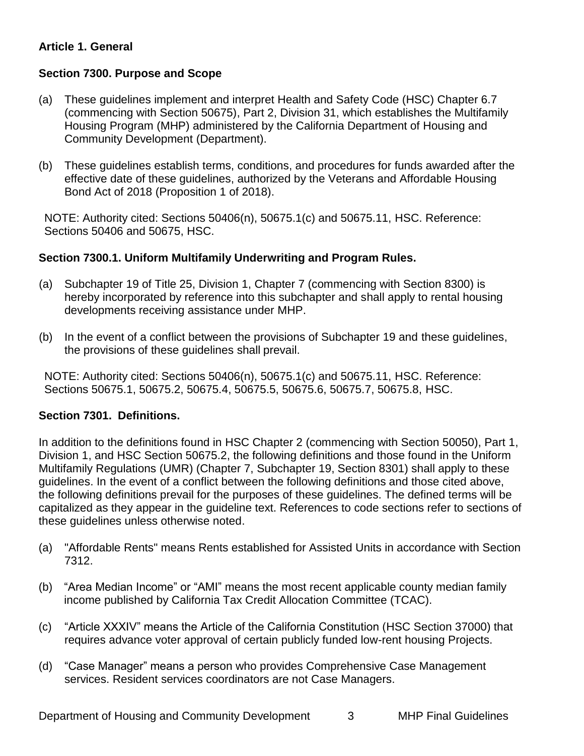## Article 1. General

### Section 7300. Purpose and Scope

(a) These guidelines implement and interpret Health and Safety Code (HSC) Chapter 6.7 (commencing with Section 50675), Part 2, Division 31, which establishes the Multifamily Housing Program (MHP) administered by the California Department of Housing and Community Development (Department).

(b) These guidelines establish terms, conditions, and procedures for funds awarded after the effective date of these guidelines, authorized by the Veterans and Affordable Housing Bond Act of 2018 (Proposition 1 of 2018).

NOTE: Authority cited: Sections 50406(n), 50675.1(c) and 50675.11, HSC. Reference: Sections 50406 and 50675, HSC.

### Section 7300.1. Uniform Multifamily Underwriting and Program Rules.

(a) Subchapter 19 of Title 25, Division 1, Chapter 7 (commencing with Section 8300) is hereby incorporated by reference into this subchapter and shall apply to rental housing developments receiving assistance under MHP.

(b) In the event of a conflict between the provisions of Subchapter 19 and these guidelines, the provisions of these guidelines shall prevail.

NOTE: Authority cited: Sections 50406(n), 50675.1(c) and 50675.11, HSC. Reference: Sections 50675.1, 50675.2, 50675.4, 50675.5, 50675.6, 50675.7, 50675.8, HSC.

### Section 7301. Definitions.

In addition to the definitions found in HSC Chapter 2 (commencing with Section 50050), Part 1, Division 1, and HSC Section 50675.2, the following definitions and those found in the Uniform Multifamily Regulations (UMR) (Chapter 7, Subchapter 19, Section 8301) shall apply to these guidelines. In the event of a conflict between the following definitions and those cited above, the following definitions prevail for the purposes of these guidelines. The defined terms will be capitalized as they appear in the guideline text. References to code sections refer to sections of these guidelines unless otherwise noted.

(a) "Affordable Rents" means Rents established for Assisted Units in accordance with Section 7312.

(b) "Area Median Income" or "AMI" means the most recent applicable county median family income published by California Tax Credit Allocation Committee (TCAC).

(c) "Article XXXIV" means the Article of the California Constitution (HSC Section 37000) that requires advance voter approval of certain publicly funded low-rent housing Projects.

(d) "Case Manager" means a person who provides Comprehensive Case Management services. Resident services coordinators are not Case Managers.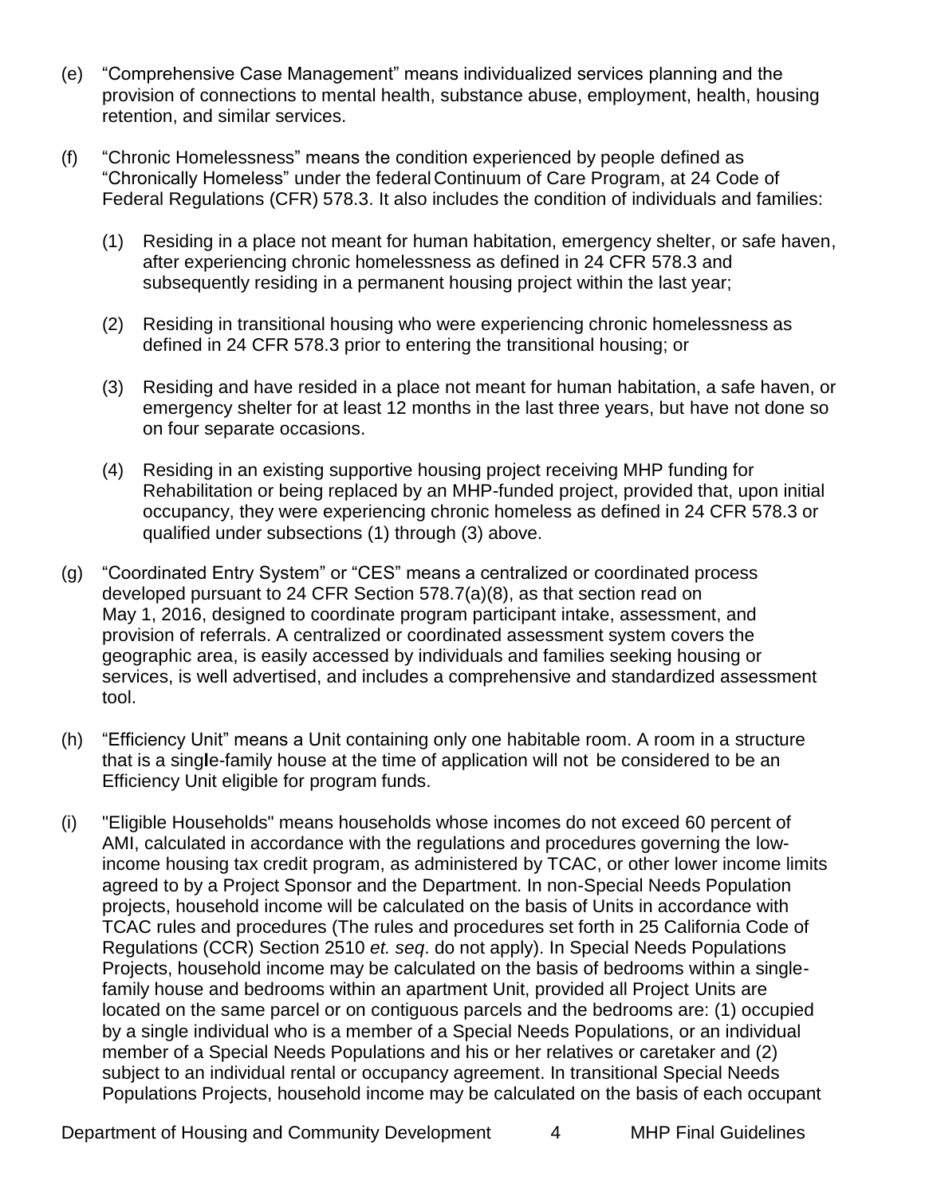(e) "Comprehensive Case Management" means individualized services planning and the provision of connections to mental health, substance abuse, employment, health, housing retention, and similar services.

(f) "Chronic Homelessness" means the condition experienced by people defined as "Chronically Homeless" under the federal Continuum of Care Program, at 24 Code of Federal Regulations (CFR) 578.3. It also includes the condition of individuals and families:

   (1) Residing in a place not meant for human habitation, emergency shelter, or safe haven, after experiencing chronic homelessness as defined in 24 CFR 578.3 and subsequently residing in a permanent housing project within the last year;

   (2) Residing in transitional housing who were experiencing chronic homelessness as defined in 24 CFR 578.3 prior to entering the transitional housing; or

   (3) Residing and have resided in a place not meant for human habitation, a safe haven, or emergency shelter for at least 12 months in the last three years, but have not done so on four separate occasions.

   (4) Residing in an existing supportive housing project receiving MHP funding for Rehabilitation or being replaced by an MHP-funded project, provided that, upon initial occupancy, they were experiencing chronic homeless as defined in 24 CFR 578.3 or qualified under subsections (1) through (3) above.

(g) "Coordinated Entry System" or "CES" means a centralized or coordinated process developed pursuant to 24 CFR Section 578.7(a)(8), as that section read on May 1, 2016, designed to coordinate program participant intake, assessment, and provision of referrals. A centralized or coordinated assessment system covers the geographic area, is easily accessed by individuals and families seeking housing or services, is well advertised, and includes a comprehensive and standardized assessment tool.

(h) "Efficiency Unit" means a Unit containing only one habitable room. A room in a structure that is a single-family house at the time of application will not be considered to be an Efficiency Unit eligible for program funds.

(i) "Eligible Households" means households whose incomes do not exceed 60 percent of AMI, calculated in accordance with the regulations and procedures governing the low-income housing tax credit program, as administered by TCAC, or other lower income limits agreed to by a Project Sponsor and the Department. In non-Special Needs Population projects, household income will be calculated on the basis of Units in accordance with TCAC rules and procedures (The rules and procedures set forth in 25 California Code of Regulations (CCR) Section 2510 *et. seq*. do not apply). In Special Needs Populations Projects, household income may be calculated on the basis of bedrooms within a single-family house and bedrooms within an apartment Unit, provided all Project Units are located on the same parcel or on contiguous parcels and the bedrooms are: (1) occupied by a single individual who is a member of a Special Needs Populations, or an individual member of a Special Needs Populations and his or her relatives or caretaker and (2) subject to an individual rental or occupancy agreement. In transitional Special Needs Populations Projects, household income may be calculated on the basis of each occupant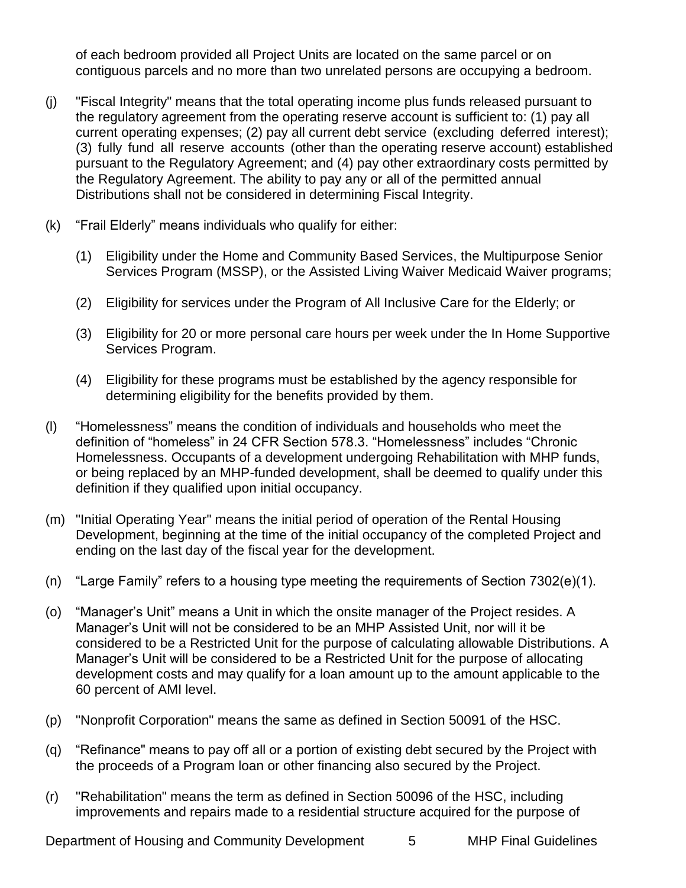of each bedroom provided all Project Units are located on the same parcel or on contiguous parcels and no more than two unrelated persons are occupying a bedroom.

(j) "Fiscal Integrity" means that the total operating income plus funds released pursuant to the regulatory agreement from the operating reserve account is sufficient to: (1) pay all current operating expenses; (2) pay all current debt service (excluding deferred interest); (3) fully fund all reserve accounts (other than the operating reserve account) established pursuant to the Regulatory Agreement; and (4) pay other extraordinary costs permitted by the Regulatory Agreement. The ability to pay any or all of the permitted annual Distributions shall not be considered in determining Fiscal Integrity.

(k) "Frail Elderly" means individuals who qualify for either:

(1) Eligibility under the Home and Community Based Services, the Multipurpose Senior Services Program (MSSP), or the Assisted Living Waiver Medicaid Waiver programs;

(2) Eligibility for services under the Program of All Inclusive Care for the Elderly; or

(3) Eligibility for 20 or more personal care hours per week under the In Home Supportive Services Program.

(4) Eligibility for these programs must be established by the agency responsible for determining eligibility for the benefits provided by them.

(l) "Homelessness" means the condition of individuals and households who meet the definition of "homeless" in 24 CFR Section 578.3. "Homelessness" includes "Chronic Homelessness. Occupants of a development undergoing Rehabilitation with MHP funds, or being replaced by an MHP-funded development, shall be deemed to qualify under this definition if they qualified upon initial occupancy.

(m) "Initial Operating Year" means the initial period of operation of the Rental Housing Development, beginning at the time of the initial occupancy of the completed Project and ending on the last day of the fiscal year for the development.

(n) "Large Family" refers to a housing type meeting the requirements of Section 7302(e)(1).

(o) "Manager's Unit" means a Unit in which the onsite manager of the Project resides. A Manager's Unit will not be considered to be an MHP Assisted Unit, nor will it be considered to be a Restricted Unit for the purpose of calculating allowable Distributions. A Manager's Unit will be considered to be a Restricted Unit for the purpose of allocating development costs and may qualify for a loan amount up to the amount applicable to the 60 percent of AMI level.

(p) "Nonprofit Corporation" means the same as defined in Section 50091 of the HSC.

(q) "Refinance" means to pay off all or a portion of existing debt secured by the Project with the proceeds of a Program loan or other financing also secured by the Project.

(r) "Rehabilitation" means the term as defined in Section 50096 of the HSC, including improvements and repairs made to a residential structure acquired for the purpose of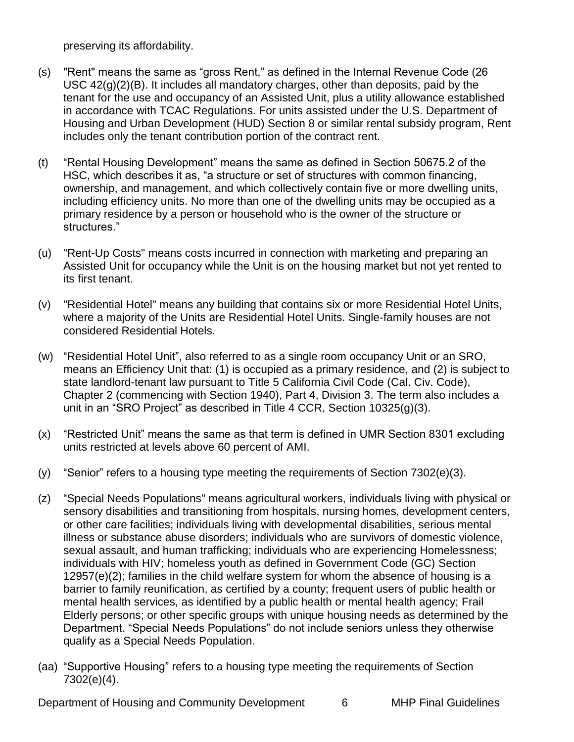preserving its affordability.

(s) "Rent" means the same as "gross Rent," as defined in the Internal Revenue Code (26 USC 42(g)(2)(B). It includes all mandatory charges, other than deposits, paid by the tenant for the use and occupancy of an Assisted Unit, plus a utility allowance established in accordance with TCAC Regulations. For units assisted under the U.S. Department of Housing and Urban Development (HUD) Section 8 or similar rental subsidy program, Rent includes only the tenant contribution portion of the contract rent.

(t) "Rental Housing Development" means the same as defined in Section 50675.2 of the HSC, which describes it as, "a structure or set of structures with common financing, ownership, and management, and which collectively contain five or more dwelling units, including efficiency units. No more than one of the dwelling units may be occupied as a primary residence by a person or household who is the owner of the structure or structures."

(u) "Rent-Up Costs" means costs incurred in connection with marketing and preparing an Assisted Unit for occupancy while the Unit is on the housing market but not yet rented to its first tenant.

(v) "Residential Hotel" means any building that contains six or more Residential Hotel Units, where a majority of the Units are Residential Hotel Units. Single-family houses are not considered Residential Hotels.

(w) "Residential Hotel Unit", also referred to as a single room occupancy Unit or an SRO, means an Efficiency Unit that: (1) is occupied as a primary residence, and (2) is subject to state landlord-tenant law pursuant to Title 5 California Civil Code (Cal. Civ. Code), Chapter 2 (commencing with Section 1940), Part 4, Division 3. The term also includes a unit in an "SRO Project" as described in Title 4 CCR, Section 10325(g)(3).

(x) "Restricted Unit" means the same as that term is defined in UMR Section 8301 excluding units restricted at levels above 60 percent of AMI.

(y) "Senior" refers to a housing type meeting the requirements of Section 7302(e)(3).

(z) "Special Needs Populations" means agricultural workers, individuals living with physical or sensory disabilities and transitioning from hospitals, nursing homes, development centers, or other care facilities; individuals living with developmental disabilities, serious mental illness or substance abuse disorders; individuals who are survivors of domestic violence, sexual assault, and human trafficking; individuals who are experiencing Homelessness; individuals with HIV; homeless youth as defined in Government Code (GC) Section 12957(e)(2); families in the child welfare system for whom the absence of housing is a barrier to family reunification, as certified by a county; frequent users of public health or mental health services, as identified by a public health or mental health agency; Frail Elderly persons; or other specific groups with unique housing needs as determined by the Department. "Special Needs Populations" do not include seniors unless they otherwise qualify as a Special Needs Population.

(aa) "Supportive Housing" refers to a housing type meeting the requirements of Section 7302(e)(4).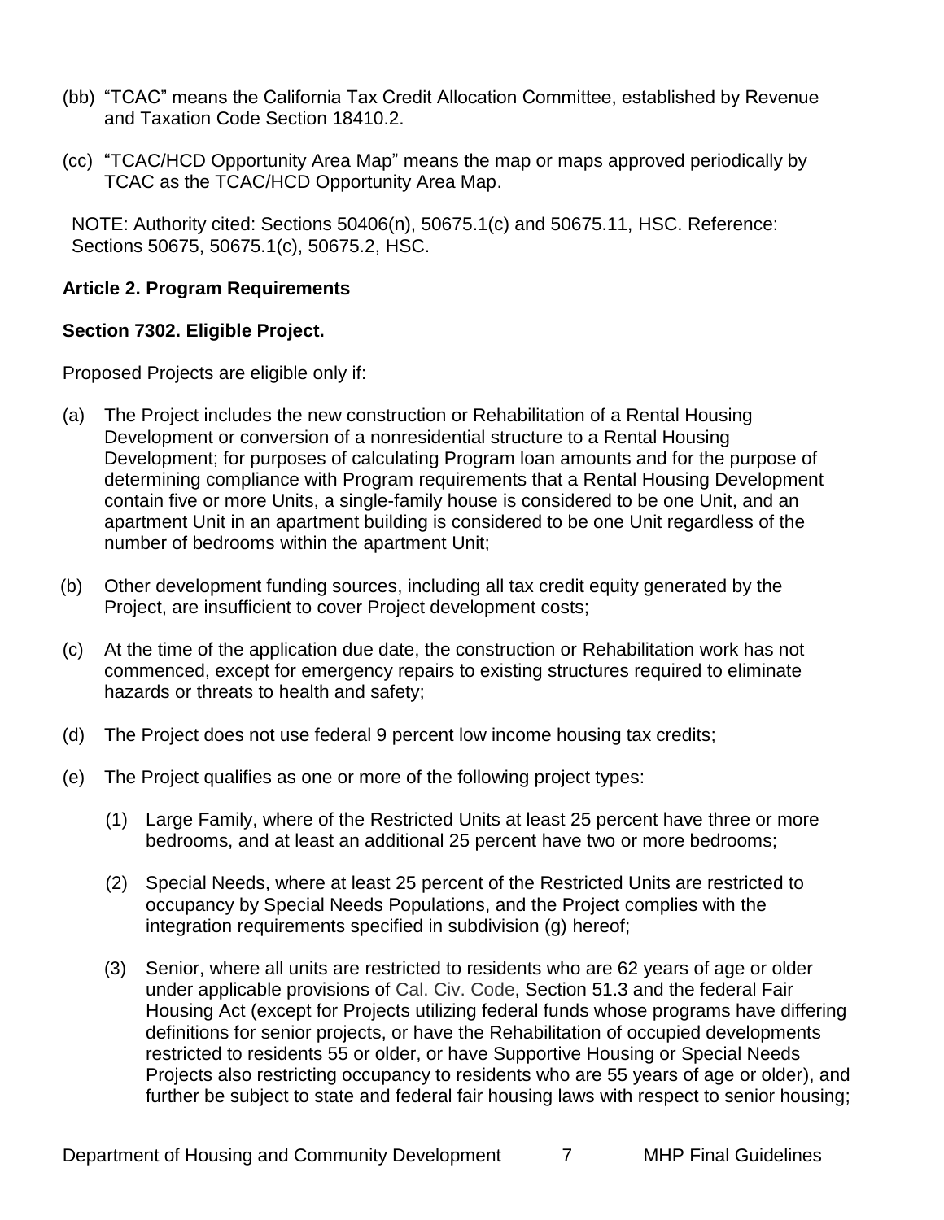(bb) "TCAC" means the California Tax Credit Allocation Committee, established by Revenue and Taxation Code Section 18410.2.

(cc) "TCAC/HCD Opportunity Area Map" means the map or maps approved periodically by TCAC as the TCAC/HCD Opportunity Area Map.

NOTE: Authority cited: Sections 50406(n), 50675.1(c) and 50675.11, HSC. Reference: Sections 50675, 50675.1(c), 50675.2, HSC.

**Article 2. Program Requirements**

**Section 7302. Eligible Project.**

Proposed Projects are eligible only if:

(a) The Project includes the new construction or Rehabilitation of a Rental Housing Development or conversion of a nonresidential structure to a Rental Housing Development; for purposes of calculating Program loan amounts and for the purpose of determining compliance with Program requirements that a Rental Housing Development contain five or more Units, a single-family house is considered to be one Unit, and an apartment Unit in an apartment building is considered to be one Unit regardless of the number of bedrooms within the apartment Unit;

(b) Other development funding sources, including all tax credit equity generated by the Project, are insufficient to cover Project development costs;

(c) At the time of the application due date, the construction or Rehabilitation work has not commenced, except for emergency repairs to existing structures required to eliminate hazards or threats to health and safety;

(d) The Project does not use federal 9 percent low income housing tax credits;

(e) The Project qualifies as one or more of the following project types:

  (1) Large Family, where of the Restricted Units at least 25 percent have three or more bedrooms, and at least an additional 25 percent have two or more bedrooms;

  (2) Special Needs, where at least 25 percent of the Restricted Units are restricted to occupancy by Special Needs Populations, and the Project complies with the integration requirements specified in subdivision (g) hereof;

  (3) Senior, where all units are restricted to residents who are 62 years of age or older under applicable provisions of Cal. Civ. Code, Section 51.3 and the federal Fair Housing Act (except for Projects utilizing federal funds whose programs have differing definitions for senior projects, or have the Rehabilitation of occupied developments restricted to residents 55 or older, or have Supportive Housing or Special Needs Projects also restricting occupancy to residents who are 55 years of age or older), and further be subject to state and federal fair housing laws with respect to senior housing;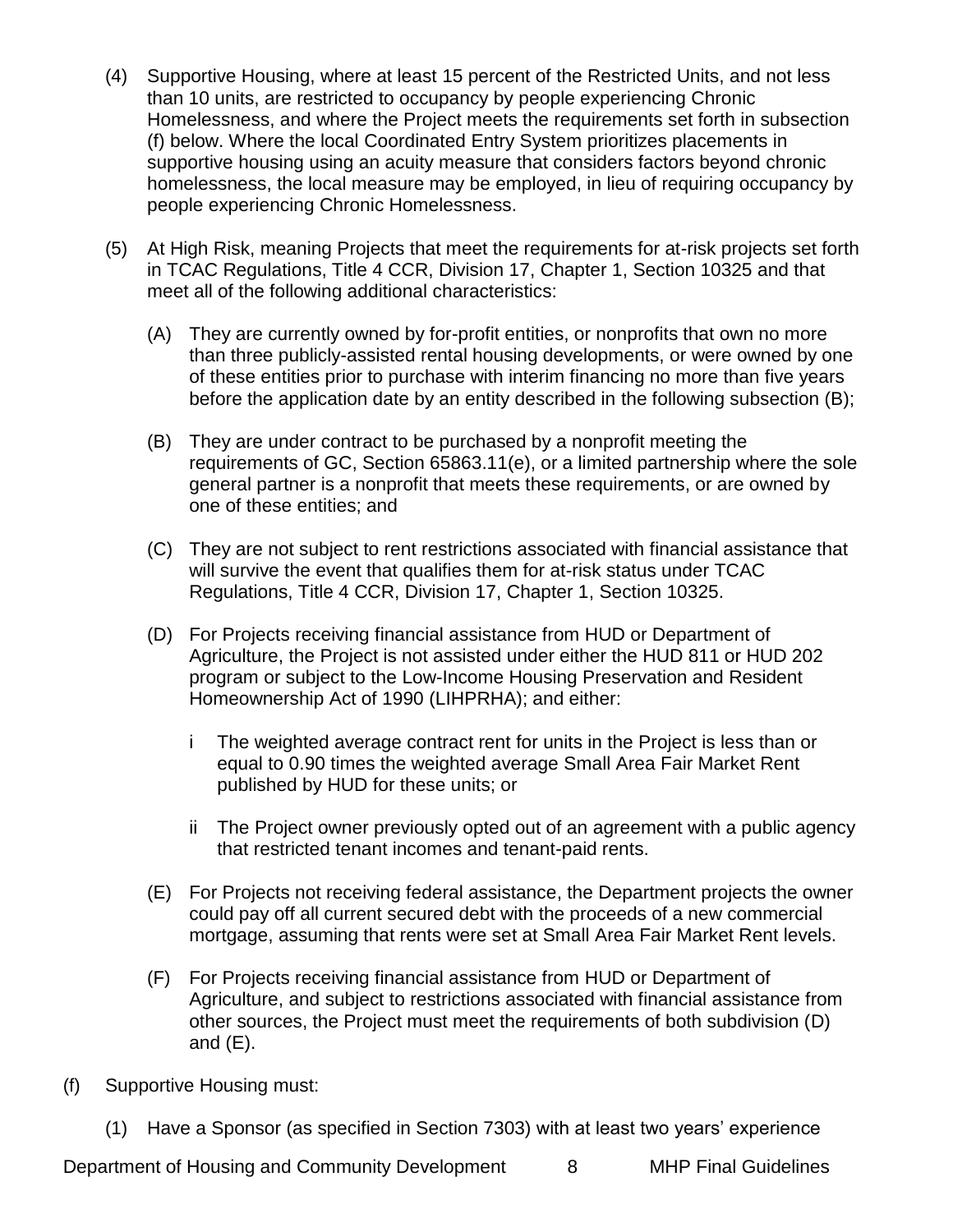(4) Supportive Housing, where at least 15 percent of the Restricted Units, and not less than 10 units, are restricted to occupancy by people experiencing Chronic Homelessness, and where the Project meets the requirements set forth in subsection (f) below. Where the local Coordinated Entry System prioritizes placements in supportive housing using an acuity measure that considers factors beyond chronic homelessness, the local measure may be employed, in lieu of requiring occupancy by people experiencing Chronic Homelessness.

(5) At High Risk, meaning Projects that meet the requirements for at-risk projects set forth in TCAC Regulations, Title 4 CCR, Division 17, Chapter 1, Section 10325 and that meet all of the following additional characteristics:

   (A) They are currently owned by for-profit entities, or nonprofits that own no more than three publicly-assisted rental housing developments, or were owned by one of these entities prior to purchase with interim financing no more than five years before the application date by an entity described in the following subsection (B);

   (B) They are under contract to be purchased by a nonprofit meeting the requirements of GC, Section 65863.11(e), or a limited partnership where the sole general partner is a nonprofit that meets these requirements, or are owned by one of these entities; and

   (C) They are not subject to rent restrictions associated with financial assistance that will survive the event that qualifies them for at-risk status under TCAC Regulations, Title 4 CCR, Division 17, Chapter 1, Section 10325.

   (D) For Projects receiving financial assistance from HUD or Department of Agriculture, the Project is not assisted under either the HUD 811 or HUD 202 program or subject to the Low-Income Housing Preservation and Resident Homeownership Act of 1990 (LIHPRHA); and either:

      i The weighted average contract rent for units in the Project is less than or equal to 0.90 times the weighted average Small Area Fair Market Rent published by HUD for these units; or

      ii The Project owner previously opted out of an agreement with a public agency that restricted tenant incomes and tenant-paid rents.

   (E) For Projects not receiving federal assistance, the Department projects the owner could pay off all current secured debt with the proceeds of a new commercial mortgage, assuming that rents were set at Small Area Fair Market Rent levels.

   (F) For Projects receiving financial assistance from HUD or Department of Agriculture, and subject to restrictions associated with financial assistance from other sources, the Project must meet the requirements of both subdivision (D) and (E).

(f) Supportive Housing must:

   (1) Have a Sponsor (as specified in Section 7303) with at least two years' experience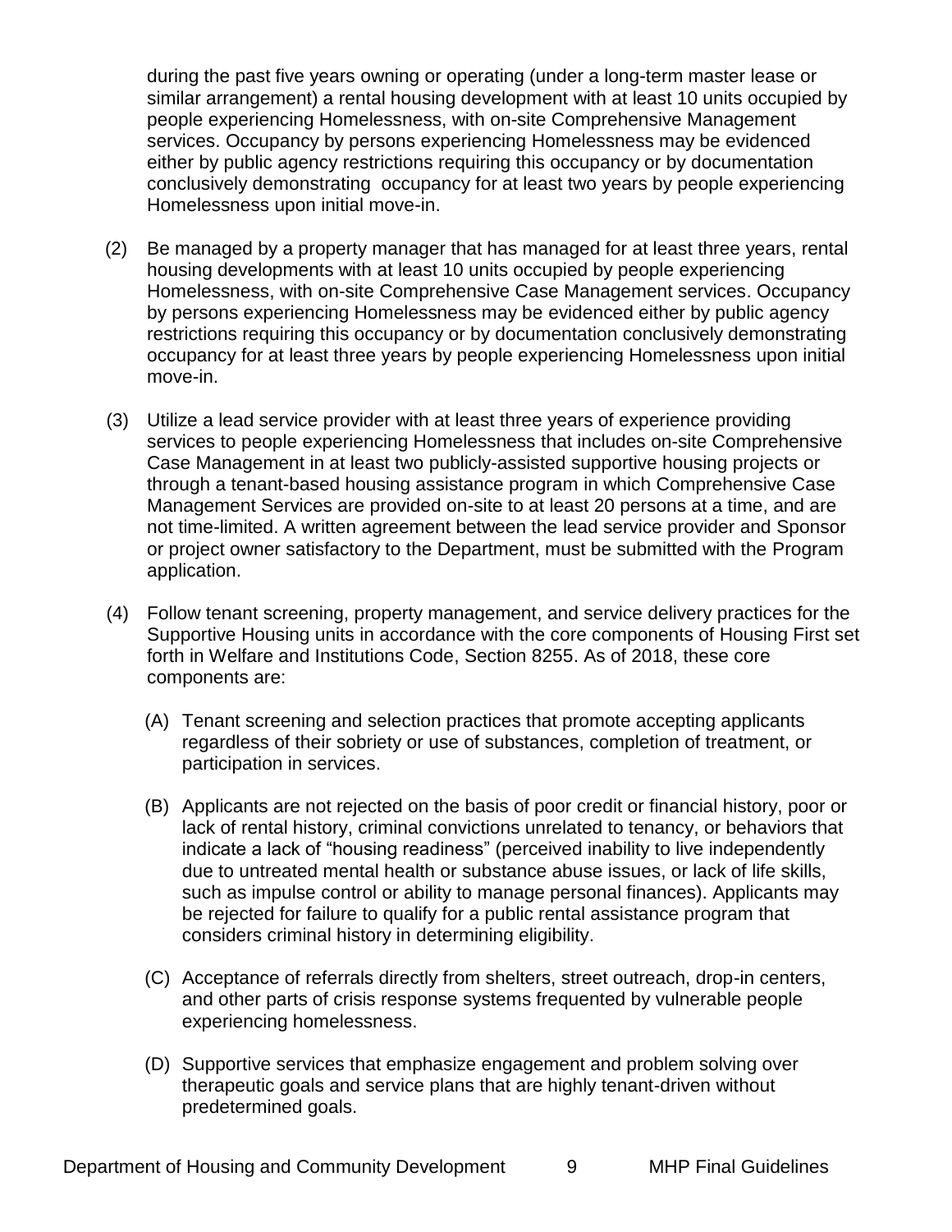during the past five years owning or operating (under a long-term master lease or similar arrangement) a rental housing development with at least 10 units occupied by people experiencing Homelessness, with on-site Comprehensive Management services. Occupancy by persons experiencing Homelessness may be evidenced either by public agency restrictions requiring this occupancy or by documentation conclusively demonstrating occupancy for at least two years by people experiencing Homelessness upon initial move-in.

(2) Be managed by a property manager that has managed for at least three years, rental housing developments with at least 10 units occupied by people experiencing Homelessness, with on-site Comprehensive Case Management services. Occupancy by persons experiencing Homelessness may be evidenced either by public agency restrictions requiring this occupancy or by documentation conclusively demonstrating occupancy for at least three years by people experiencing Homelessness upon initial move-in.

(3) Utilize a lead service provider with at least three years of experience providing services to people experiencing Homelessness that includes on-site Comprehensive Case Management in at least two publicly-assisted supportive housing projects or through a tenant-based housing assistance program in which Comprehensive Case Management Services are provided on-site to at least 20 persons at a time, and are not time-limited. A written agreement between the lead service provider and Sponsor or project owner satisfactory to the Department, must be submitted with the Program application.

(4) Follow tenant screening, property management, and service delivery practices for the Supportive Housing units in accordance with the core components of Housing First set forth in Welfare and Institutions Code, Section 8255. As of 2018, these core components are:

(A) Tenant screening and selection practices that promote accepting applicants regardless of their sobriety or use of substances, completion of treatment, or participation in services.

(B) Applicants are not rejected on the basis of poor credit or financial history, poor or lack of rental history, criminal convictions unrelated to tenancy, or behaviors that indicate a lack of "housing readiness" (perceived inability to live independently due to untreated mental health or substance abuse issues, or lack of life skills, such as impulse control or ability to manage personal finances). Applicants may be rejected for failure to qualify for a public rental assistance program that considers criminal history in determining eligibility.

(C) Acceptance of referrals directly from shelters, street outreach, drop-in centers, and other parts of crisis response systems frequented by vulnerable people experiencing homelessness.

(D) Supportive services that emphasize engagement and problem solving over therapeutic goals and service plans that are highly tenant-driven without predetermined goals.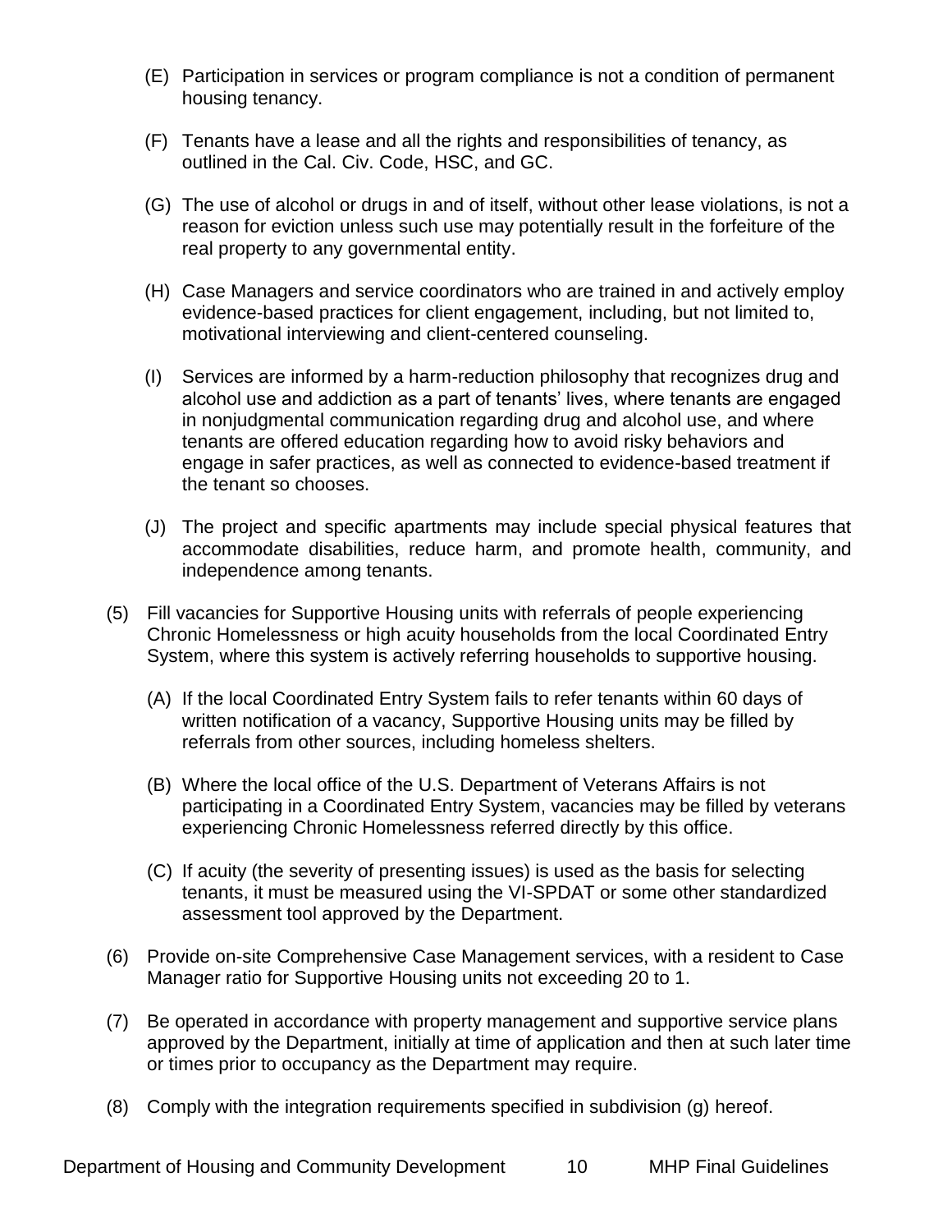(E) Participation in services or program compliance is not a condition of permanent housing tenancy.

(F) Tenants have a lease and all the rights and responsibilities of tenancy, as outlined in the Cal. Civ. Code, HSC, and GC.

(G) The use of alcohol or drugs in and of itself, without other lease violations, is not a reason for eviction unless such use may potentially result in the forfeiture of the real property to any governmental entity.

(H) Case Managers and service coordinators who are trained in and actively employ evidence-based practices for client engagement, including, but not limited to, motivational interviewing and client-centered counseling.

(I) Services are informed by a harm-reduction philosophy that recognizes drug and alcohol use and addiction as a part of tenants' lives, where tenants are engaged in nonjudgmental communication regarding drug and alcohol use, and where tenants are offered education regarding how to avoid risky behaviors and engage in safer practices, as well as connected to evidence-based treatment if the tenant so chooses.

(J) The project and specific apartments may include special physical features that accommodate disabilities, reduce harm, and promote health, community, and independence among tenants.

(5) Fill vacancies for Supportive Housing units with referrals of people experiencing Chronic Homelessness or high acuity households from the local Coordinated Entry System, where this system is actively referring households to supportive housing.

(A) If the local Coordinated Entry System fails to refer tenants within 60 days of written notification of a vacancy, Supportive Housing units may be filled by referrals from other sources, including homeless shelters.

(B) Where the local office of the U.S. Department of Veterans Affairs is not participating in a Coordinated Entry System, vacancies may be filled by veterans experiencing Chronic Homelessness referred directly by this office.

(C) If acuity (the severity of presenting issues) is used as the basis for selecting tenants, it must be measured using the VI-SPDAT or some other standardized assessment tool approved by the Department.

(6) Provide on-site Comprehensive Case Management services, with a resident to Case Manager ratio for Supportive Housing units not exceeding 20 to 1.

(7) Be operated in accordance with property management and supportive service plans approved by the Department, initially at time of application and then at such later time or times prior to occupancy as the Department may require.

(8) Comply with the integration requirements specified in subdivision (g) hereof.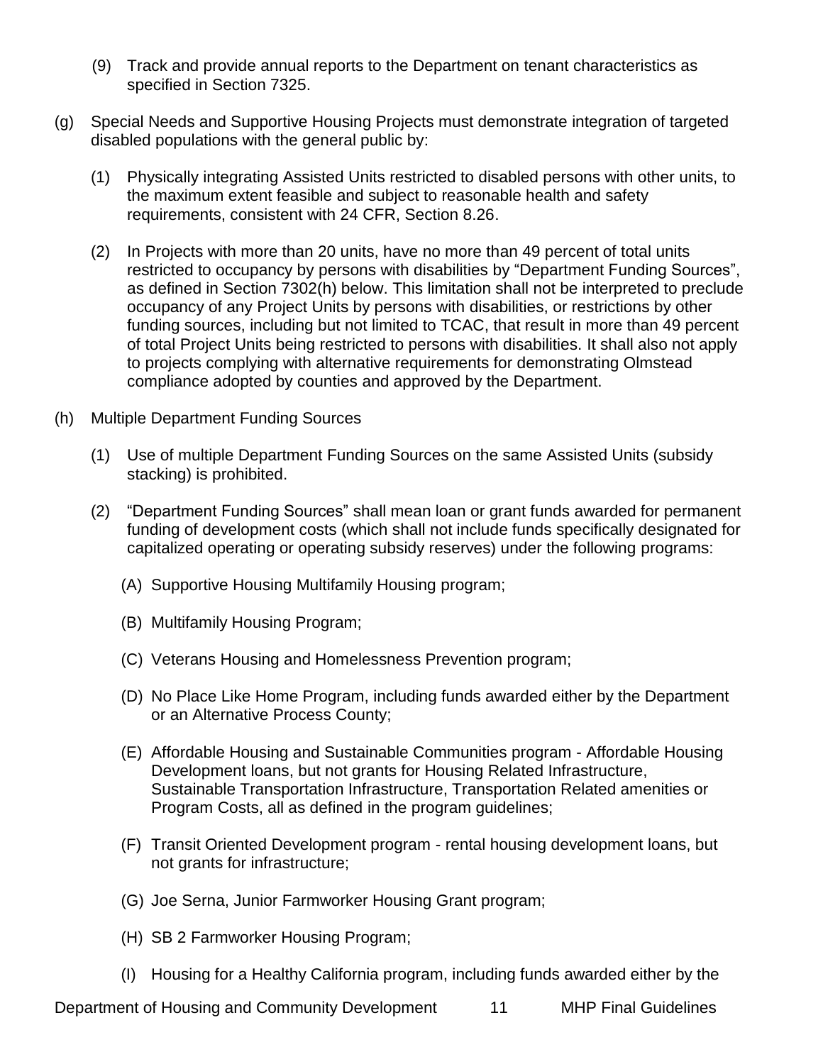(9) Track and provide annual reports to the Department on tenant characteristics as specified in Section 7325.

(g) Special Needs and Supportive Housing Projects must demonstrate integration of targeted disabled populations with the general public by:

(1) Physically integrating Assisted Units restricted to disabled persons with other units, to the maximum extent feasible and subject to reasonable health and safety requirements, consistent with 24 CFR, Section 8.26.

(2) In Projects with more than 20 units, have no more than 49 percent of total units restricted to occupancy by persons with disabilities by "Department Funding Sources", as defined in Section 7302(h) below. This limitation shall not be interpreted to preclude occupancy of any Project Units by persons with disabilities, or restrictions by other funding sources, including but not limited to TCAC, that result in more than 49 percent of total Project Units being restricted to persons with disabilities. It shall also not apply to projects complying with alternative requirements for demonstrating Olmstead compliance adopted by counties and approved by the Department.

(h) Multiple Department Funding Sources

(1) Use of multiple Department Funding Sources on the same Assisted Units (subsidy stacking) is prohibited.

(2) "Department Funding Sources" shall mean loan or grant funds awarded for permanent funding of development costs (which shall not include funds specifically designated for capitalized operating or operating subsidy reserves) under the following programs:

(A) Supportive Housing Multifamily Housing program;

(B) Multifamily Housing Program;

(C) Veterans Housing and Homelessness Prevention program;

(D) No Place Like Home Program, including funds awarded either by the Department or an Alternative Process County;

(E) Affordable Housing and Sustainable Communities program - Affordable Housing Development loans, but not grants for Housing Related Infrastructure, Sustainable Transportation Infrastructure, Transportation Related amenities or Program Costs, all as defined in the program guidelines;

(F) Transit Oriented Development program - rental housing development loans, but not grants for infrastructure;

(G) Joe Serna, Junior Farmworker Housing Grant program;

(H) SB 2 Farmworker Housing Program;

(I) Housing for a Healthy California program, including funds awarded either by the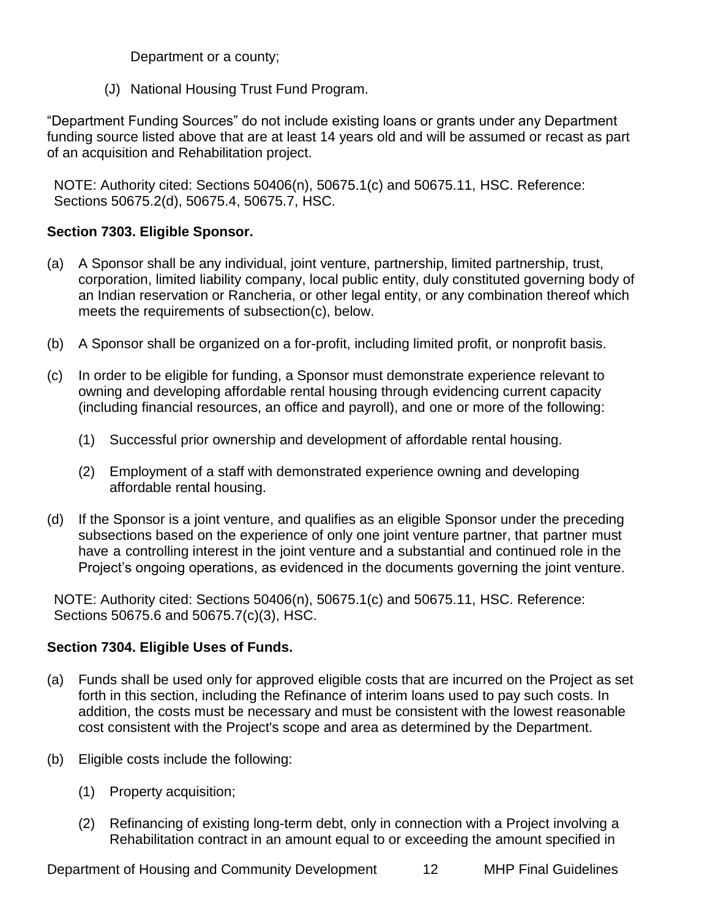Department or a county;

(J) National Housing Trust Fund Program.

"Department Funding Sources" do not include existing loans or grants under any Department funding source listed above that are at least 14 years old and will be assumed or recast as part of an acquisition and Rehabilitation project.

NOTE: Authority cited: Sections 50406(n), 50675.1(c) and 50675.11, HSC. Reference: Sections 50675.2(d), 50675.4, 50675.7, HSC.

**Section 7303. Eligible Sponsor.**

(a) A Sponsor shall be any individual, joint venture, partnership, limited partnership, trust, corporation, limited liability company, local public entity, duly constituted governing body of an Indian reservation or Rancheria, or other legal entity, or any combination thereof which meets the requirements of subsection(c), below.

(b) A Sponsor shall be organized on a for-profit, including limited profit, or nonprofit basis.

(c) In order to be eligible for funding, a Sponsor must demonstrate experience relevant to owning and developing affordable rental housing through evidencing current capacity (including financial resources, an office and payroll), and one or more of the following:

(1) Successful prior ownership and development of affordable rental housing.

(2) Employment of a staff with demonstrated experience owning and developing affordable rental housing.

(d) If the Sponsor is a joint venture, and qualifies as an eligible Sponsor under the preceding subsections based on the experience of only one joint venture partner, that partner must have a controlling interest in the joint venture and a substantial and continued role in the Project's ongoing operations, as evidenced in the documents governing the joint venture.

NOTE: Authority cited: Sections 50406(n), 50675.1(c) and 50675.11, HSC. Reference: Sections 50675.6 and 50675.7(c)(3), HSC.

**Section 7304. Eligible Uses of Funds.**

(a) Funds shall be used only for approved eligible costs that are incurred on the Project as set forth in this section, including the Refinance of interim loans used to pay such costs. In addition, the costs must be necessary and must be consistent with the lowest reasonable cost consistent with the Project's scope and area as determined by the Department.

(b) Eligible costs include the following:

(1) Property acquisition;

(2) Refinancing of existing long-term debt, only in connection with a Project involving a Rehabilitation contract in an amount equal to or exceeding the amount specified in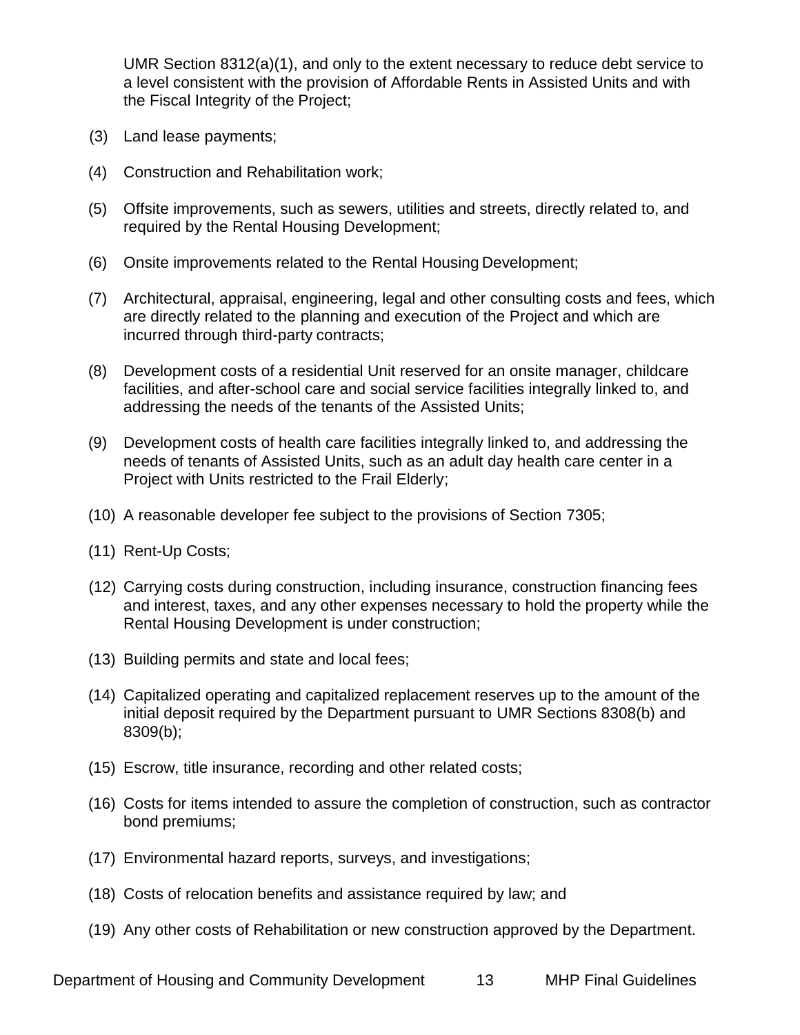UMR Section 8312(a)(1), and only to the extent necessary to reduce debt service to a level consistent with the provision of Affordable Rents in Assisted Units and with the Fiscal Integrity of the Project;

(3) Land lease payments;

(4) Construction and Rehabilitation work;

(5) Offsite improvements, such as sewers, utilities and streets, directly related to, and required by the Rental Housing Development;

(6) Onsite improvements related to the Rental Housing Development;

(7) Architectural, appraisal, engineering, legal and other consulting costs and fees, which are directly related to the planning and execution of the Project and which are incurred through third-party contracts;

(8) Development costs of a residential Unit reserved for an onsite manager, childcare facilities, and after-school care and social service facilities integrally linked to, and addressing the needs of the tenants of the Assisted Units;

(9) Development costs of health care facilities integrally linked to, and addressing the needs of tenants of Assisted Units, such as an adult day health care center in a Project with Units restricted to the Frail Elderly;

(10) A reasonable developer fee subject to the provisions of Section 7305;

(11) Rent-Up Costs;

(12) Carrying costs during construction, including insurance, construction financing fees and interest, taxes, and any other expenses necessary to hold the property while the Rental Housing Development is under construction;

(13) Building permits and state and local fees;

(14) Capitalized operating and capitalized replacement reserves up to the amount of the initial deposit required by the Department pursuant to UMR Sections 8308(b) and 8309(b);

(15) Escrow, title insurance, recording and other related costs;

(16) Costs for items intended to assure the completion of construction, such as contractor bond premiums;

(17) Environmental hazard reports, surveys, and investigations;

(18) Costs of relocation benefits and assistance required by law; and

(19) Any other costs of Rehabilitation or new construction approved by the Department.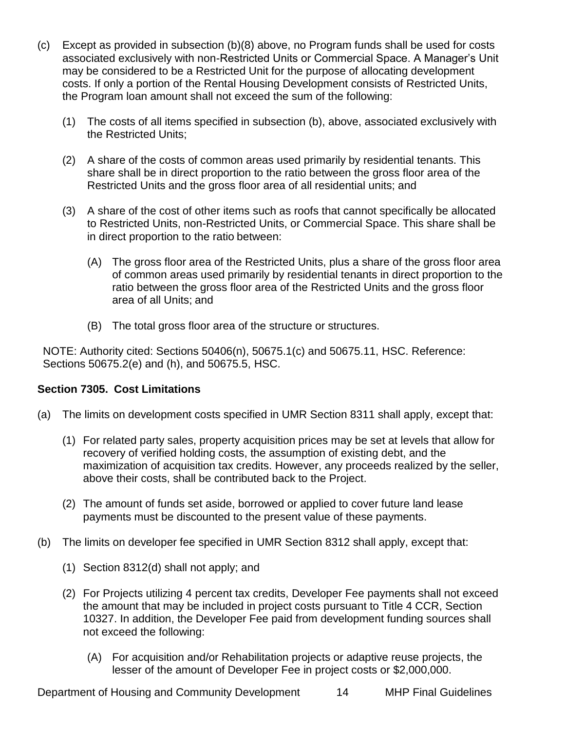(c) Except as provided in subsection (b)(8) above, no Program funds shall be used for costs associated exclusively with non-Restricted Units or Commercial Space. A Manager's Unit may be considered to be a Restricted Unit for the purpose of allocating development costs. If only a portion of the Rental Housing Development consists of Restricted Units, the Program loan amount shall not exceed the sum of the following:

(1) The costs of all items specified in subsection (b), above, associated exclusively with the Restricted Units;

(2) A share of the costs of common areas used primarily by residential tenants. This share shall be in direct proportion to the ratio between the gross floor area of the Restricted Units and the gross floor area of all residential units; and

(3) A share of the cost of other items such as roofs that cannot specifically be allocated to Restricted Units, non-Restricted Units, or Commercial Space. This share shall be in direct proportion to the ratio between:

(A) The gross floor area of the Restricted Units, plus a share of the gross floor area of common areas used primarily by residential tenants in direct proportion to the ratio between the gross floor area of the Restricted Units and the gross floor area of all Units; and

(B) The total gross floor area of the structure or structures.

NOTE: Authority cited: Sections 50406(n), 50675.1(c) and 50675.11, HSC. Reference: Sections 50675.2(e) and (h), and 50675.5, HSC.

**Section 7305. Cost Limitations**

(a) The limits on development costs specified in UMR Section 8311 shall apply, except that:

(1) For related party sales, property acquisition prices may be set at levels that allow for recovery of verified holding costs, the assumption of existing debt, and the maximization of acquisition tax credits. However, any proceeds realized by the seller, above their costs, shall be contributed back to the Project.

(2) The amount of funds set aside, borrowed or applied to cover future land lease payments must be discounted to the present value of these payments.

(b) The limits on developer fee specified in UMR Section 8312 shall apply, except that:

(1) Section 8312(d) shall not apply; and

(2) For Projects utilizing 4 percent tax credits, Developer Fee payments shall not exceed the amount that may be included in project costs pursuant to Title 4 CCR, Section 10327. In addition, the Developer Fee paid from development funding sources shall not exceed the following:

(A) For acquisition and/or Rehabilitation projects or adaptive reuse projects, the lesser of the amount of Developer Fee in project costs or $2,000,000.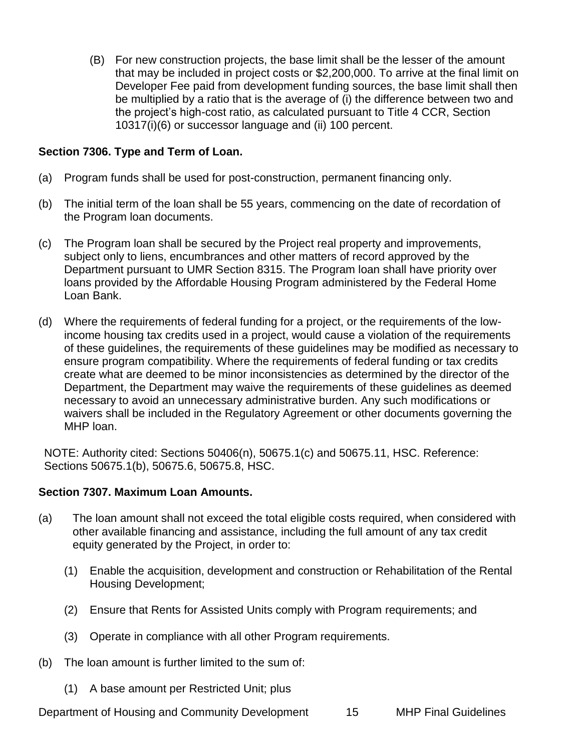(B) For new construction projects, the base limit shall be the lesser of the amount that may be included in project costs or $2,200,000. To arrive at the final limit on Developer Fee paid from development funding sources, the base limit shall then be multiplied by a ratio that is the average of (i) the difference between two and the project's high-cost ratio, as calculated pursuant to Title 4 CCR, Section 10317(i)(6) or successor language and (ii) 100 percent.

**Section 7306. Type and Term of Loan.**

(a) Program funds shall be used for post-construction, permanent financing only.

(b) The initial term of the loan shall be 55 years, commencing on the date of recordation of the Program loan documents.

(c) The Program loan shall be secured by the Project real property and improvements, subject only to liens, encumbrances and other matters of record approved by the Department pursuant to UMR Section 8315. The Program loan shall have priority over loans provided by the Affordable Housing Program administered by the Federal Home Loan Bank.

(d) Where the requirements of federal funding for a project, or the requirements of the low-income housing tax credits used in a project, would cause a violation of the requirements of these guidelines, the requirements of these guidelines may be modified as necessary to ensure program compatibility. Where the requirements of federal funding or tax credits create what are deemed to be minor inconsistencies as determined by the director of the Department, the Department may waive the requirements of these guidelines as deemed necessary to avoid an unnecessary administrative burden. Any such modifications or waivers shall be included in the Regulatory Agreement or other documents governing the MHP loan.

NOTE: Authority cited: Sections 50406(n), 50675.1(c) and 50675.11, HSC. Reference: Sections 50675.1(b), 50675.6, 50675.8, HSC.

**Section 7307. Maximum Loan Amounts.**

(a) The loan amount shall not exceed the total eligible costs required, when considered with other available financing and assistance, including the full amount of any tax credit equity generated by the Project, in order to:

  (1) Enable the acquisition, development and construction or Rehabilitation of the Rental Housing Development;

  (2) Ensure that Rents for Assisted Units comply with Program requirements; and

  (3) Operate in compliance with all other Program requirements.

(b) The loan amount is further limited to the sum of:

  (1) A base amount per Restricted Unit; plus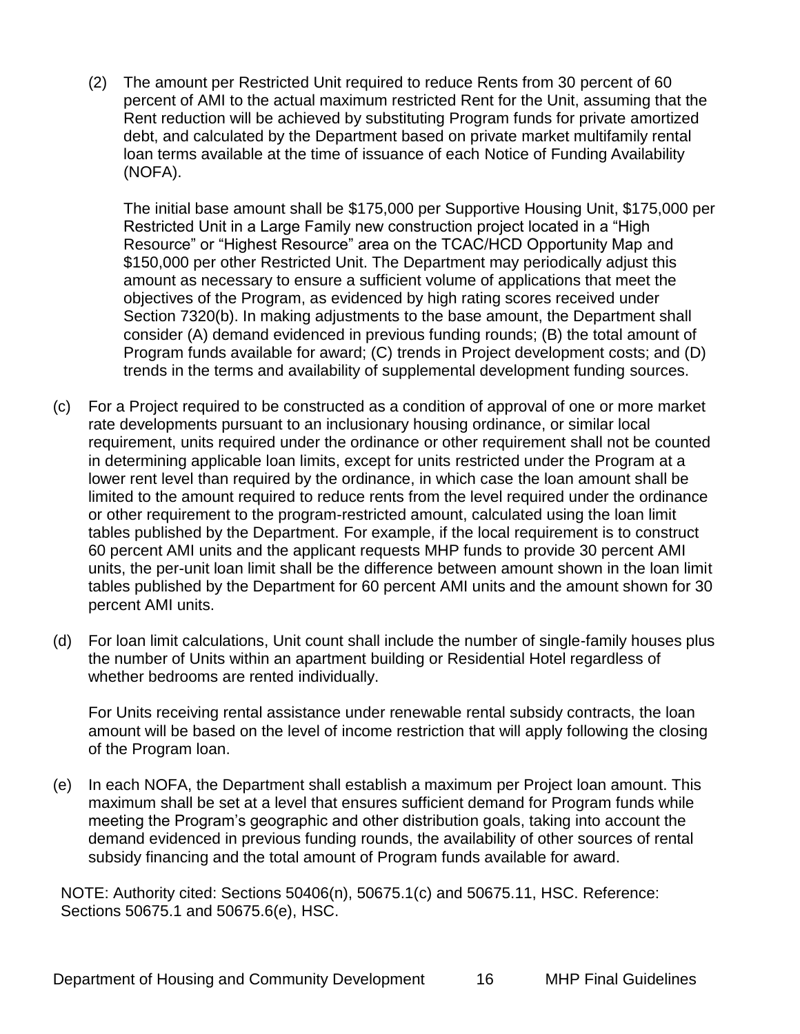(2) The amount per Restricted Unit required to reduce Rents from 30 percent of 60 percent of AMI to the actual maximum restricted Rent for the Unit, assuming that the Rent reduction will be achieved by substituting Program funds for private amortized debt, and calculated by the Department based on private market multifamily rental loan terms available at the time of issuance of each Notice of Funding Availability (NOFA).

The initial base amount shall be $175,000 per Supportive Housing Unit, $175,000 per Restricted Unit in a Large Family new construction project located in a “High Resource” or “Highest Resource” area on the TCAC/HCD Opportunity Map and $150,000 per other Restricted Unit. The Department may periodically adjust this amount as necessary to ensure a sufficient volume of applications that meet the objectives of the Program, as evidenced by high rating scores received under Section 7320(b). In making adjustments to the base amount, the Department shall consider (A) demand evidenced in previous funding rounds; (B) the total amount of Program funds available for award; (C) trends in Project development costs; and (D) trends in the terms and availability of supplemental development funding sources.

(c) For a Project required to be constructed as a condition of approval of one or more market rate developments pursuant to an inclusionary housing ordinance, or similar local requirement, units required under the ordinance or other requirement shall not be counted in determining applicable loan limits, except for units restricted under the Program at a lower rent level than required by the ordinance, in which case the loan amount shall be limited to the amount required to reduce rents from the level required under the ordinance or other requirement to the program-restricted amount, calculated using the loan limit tables published by the Department. For example, if the local requirement is to construct 60 percent AMI units and the applicant requests MHP funds to provide 30 percent AMI units, the per-unit loan limit shall be the difference between amount shown in the loan limit tables published by the Department for 60 percent AMI units and the amount shown for 30 percent AMI units.

(d) For loan limit calculations, Unit count shall include the number of single-family houses plus the number of Units within an apartment building or Residential Hotel regardless of whether bedrooms are rented individually.

For Units receiving rental assistance under renewable rental subsidy contracts, the loan amount will be based on the level of income restriction that will apply following the closing of the Program loan.

(e) In each NOFA, the Department shall establish a maximum per Project loan amount. This maximum shall be set at a level that ensures sufficient demand for Program funds while meeting the Program’s geographic and other distribution goals, taking into account the demand evidenced in previous funding rounds, the availability of other sources of rental subsidy financing and the total amount of Program funds available for award.

NOTE: Authority cited: Sections 50406(n), 50675.1(c) and 50675.11, HSC. Reference: Sections 50675.1 and 50675.6(e), HSC.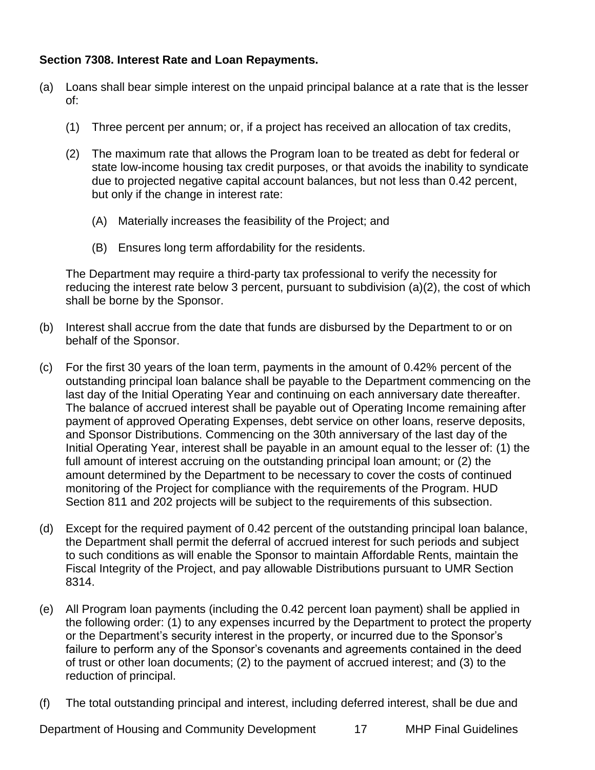**Section 7308. Interest Rate and Loan Repayments.**

(a) Loans shall bear simple interest on the unpaid principal balance at a rate that is the lesser of:

 (1) Three percent per annum; or, if a project has received an allocation of tax credits,

 (2) The maximum rate that allows the Program loan to be treated as debt for federal or state low-income housing tax credit purposes, or that avoids the inability to syndicate due to projected negative capital account balances, but not less than 0.42 percent, but only if the change in interest rate:

  (A) Materially increases the feasibility of the Project; and

  (B) Ensures long term affordability for the residents.

 The Department may require a third-party tax professional to verify the necessity for reducing the interest rate below 3 percent, pursuant to subdivision (a)(2), the cost of which shall be borne by the Sponsor.

(b) Interest shall accrue from the date that funds are disbursed by the Department to or on behalf of the Sponsor.

(c) For the first 30 years of the loan term, payments in the amount of 0.42% percent of the outstanding principal loan balance shall be payable to the Department commencing on the last day of the Initial Operating Year and continuing on each anniversary date thereafter. The balance of accrued interest shall be payable out of Operating Income remaining after payment of approved Operating Expenses, debt service on other loans, reserve deposits, and Sponsor Distributions. Commencing on the 30th anniversary of the last day of the Initial Operating Year, interest shall be payable in an amount equal to the lesser of: (1) the full amount of interest accruing on the outstanding principal loan amount; or (2) the amount determined by the Department to be necessary to cover the costs of continued monitoring of the Project for compliance with the requirements of the Program. HUD Section 811 and 202 projects will be subject to the requirements of this subsection.

(d) Except for the required payment of 0.42 percent of the outstanding principal loan balance, the Department shall permit the deferral of accrued interest for such periods and subject to such conditions as will enable the Sponsor to maintain Affordable Rents, maintain the Fiscal Integrity of the Project, and pay allowable Distributions pursuant to UMR Section 8314.

(e) All Program loan payments (including the 0.42 percent loan payment) shall be applied in the following order: (1) to any expenses incurred by the Department to protect the property or the Department's security interest in the property, or incurred due to the Sponsor's failure to perform any of the Sponsor's covenants and agreements contained in the deed of trust or other loan documents; (2) to the payment of accrued interest; and (3) to the reduction of principal.

(f) The total outstanding principal and interest, including deferred interest, shall be due and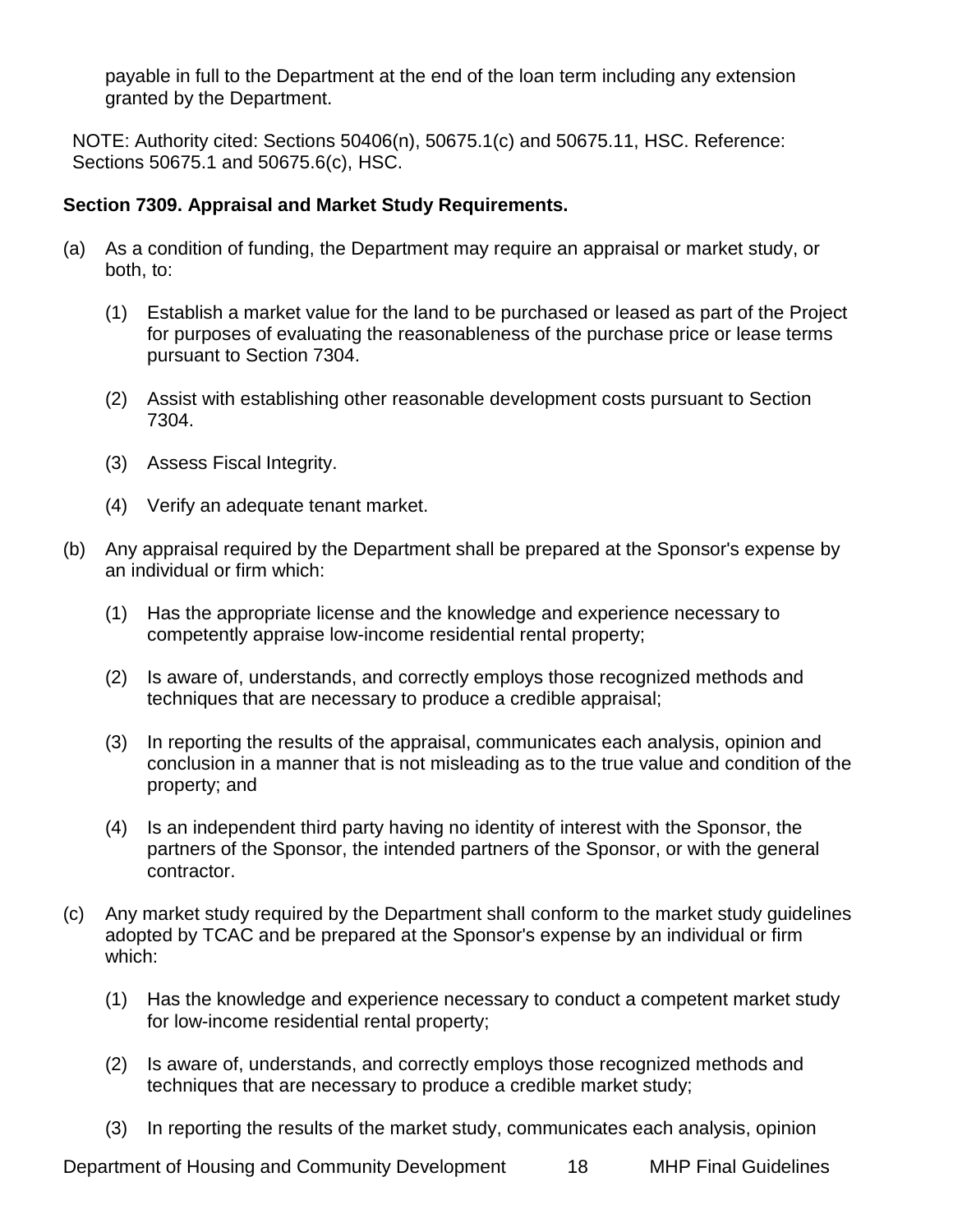payable in full to the Department at the end of the loan term including any extension granted by the Department.

NOTE: Authority cited: Sections 50406(n), 50675.1(c) and 50675.11, HSC. Reference: Sections 50675.1 and 50675.6(c), HSC.

**Section 7309. Appraisal and Market Study Requirements.**

(a) As a condition of funding, the Department may require an appraisal or market study, or both, to:

  (1) Establish a market value for the land to be purchased or leased as part of the Project for purposes of evaluating the reasonableness of the purchase price or lease terms pursuant to Section 7304.

  (2) Assist with establishing other reasonable development costs pursuant to Section 7304.

  (3) Assess Fiscal Integrity.

  (4) Verify an adequate tenant market.

(b) Any appraisal required by the Department shall be prepared at the Sponsor's expense by an individual or firm which:

  (1) Has the appropriate license and the knowledge and experience necessary to competently appraise low-income residential rental property;

  (2) Is aware of, understands, and correctly employs those recognized methods and techniques that are necessary to produce a credible appraisal;

  (3) In reporting the results of the appraisal, communicates each analysis, opinion and conclusion in a manner that is not misleading as to the true value and condition of the property; and

  (4) Is an independent third party having no identity of interest with the Sponsor, the partners of the Sponsor, the intended partners of the Sponsor, or with the general contractor.

(c) Any market study required by the Department shall conform to the market study guidelines adopted by TCAC and be prepared at the Sponsor's expense by an individual or firm which:

  (1) Has the knowledge and experience necessary to conduct a competent market study for low-income residential rental property;

  (2) Is aware of, understands, and correctly employs those recognized methods and techniques that are necessary to produce a credible market study;

  (3) In reporting the results of the market study, communicates each analysis, opinion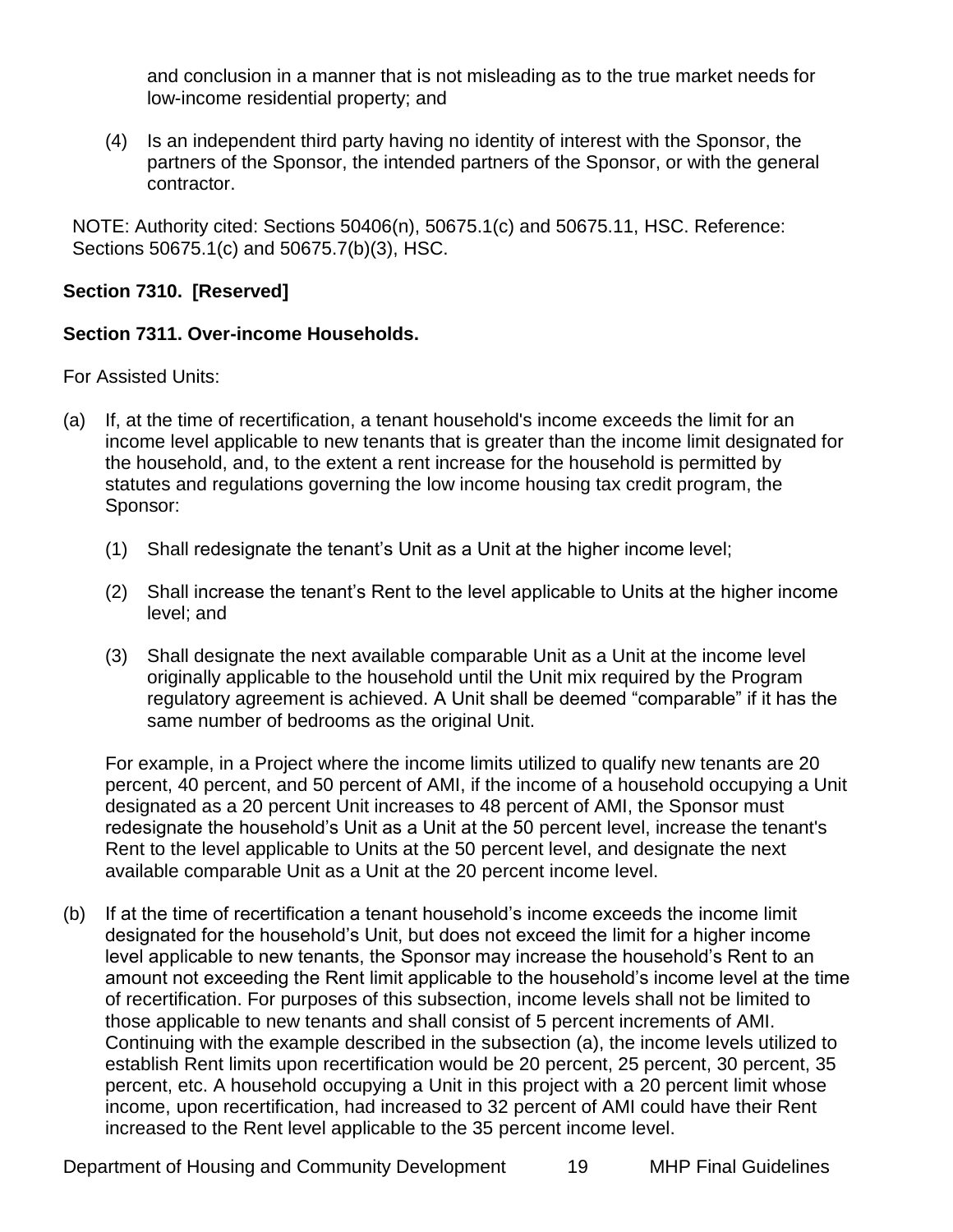and conclusion in a manner that is not misleading as to the true market needs for low-income residential property; and

(4) Is an independent third party having no identity of interest with the Sponsor, the partners of the Sponsor, the intended partners of the Sponsor, or with the general contractor.

NOTE: Authority cited: Sections 50406(n), 50675.1(c) and 50675.11, HSC. Reference: Sections 50675.1(c) and 50675.7(b)(3), HSC.

**Section 7310. [Reserved]**

**Section 7311. Over-income Households.**

For Assisted Units:

(a) If, at the time of recertification, a tenant household's income exceeds the limit for an income level applicable to new tenants that is greater than the income limit designated for the household, and, to the extent a rent increase for the household is permitted by statutes and regulations governing the low income housing tax credit program, the Sponsor:

(1) Shall redesignate the tenant's Unit as a Unit at the higher income level;

(2) Shall increase the tenant's Rent to the level applicable to Units at the higher income level; and

(3) Shall designate the next available comparable Unit as a Unit at the income level originally applicable to the household until the Unit mix required by the Program regulatory agreement is achieved. A Unit shall be deemed "comparable" if it has the same number of bedrooms as the original Unit.

For example, in a Project where the income limits utilized to qualify new tenants are 20 percent, 40 percent, and 50 percent of AMI, if the income of a household occupying a Unit designated as a 20 percent Unit increases to 48 percent of AMI, the Sponsor must redesignate the household's Unit as a Unit at the 50 percent level, increase the tenant's Rent to the level applicable to Units at the 50 percent level, and designate the next available comparable Unit as a Unit at the 20 percent income level.

(b) If at the time of recertification a tenant household's income exceeds the income limit designated for the household's Unit, but does not exceed the limit for a higher income level applicable to new tenants, the Sponsor may increase the household's Rent to an amount not exceeding the Rent limit applicable to the household's income level at the time of recertification. For purposes of this subsection, income levels shall not be limited to those applicable to new tenants and shall consist of 5 percent increments of AMI. Continuing with the example described in the subsection (a), the income levels utilized to establish Rent limits upon recertification would be 20 percent, 25 percent, 30 percent, 35 percent, etc. A household occupying a Unit in this project with a 20 percent limit whose income, upon recertification, had increased to 32 percent of AMI could have their Rent increased to the Rent level applicable to the 35 percent income level.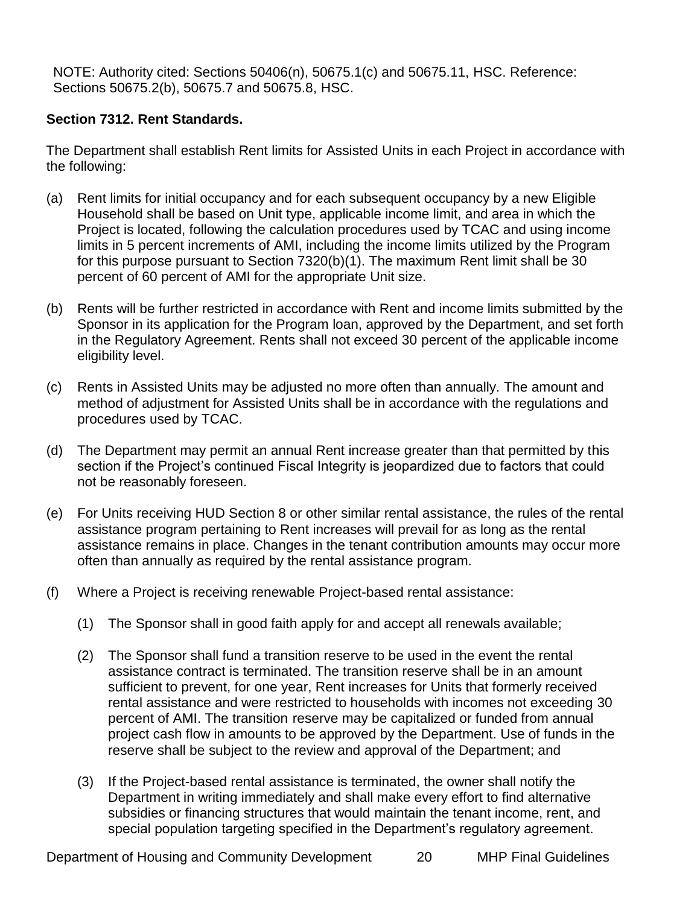NOTE: Authority cited: Sections 50406(n), 50675.1(c) and 50675.11, HSC. Reference: Sections 50675.2(b), 50675.7 and 50675.8, HSC.

**Section 7312. Rent Standards.**

The Department shall establish Rent limits for Assisted Units in each Project in accordance with the following:

(a) Rent limits for initial occupancy and for each subsequent occupancy by a new Eligible Household shall be based on Unit type, applicable income limit, and area in which the Project is located, following the calculation procedures used by TCAC and using income limits in 5 percent increments of AMI, including the income limits utilized by the Program for this purpose pursuant to Section 7320(b)(1). The maximum Rent limit shall be 30 percent of 60 percent of AMI for the appropriate Unit size.

(b) Rents will be further restricted in accordance with Rent and income limits submitted by the Sponsor in its application for the Program loan, approved by the Department, and set forth in the Regulatory Agreement. Rents shall not exceed 30 percent of the applicable income eligibility level.

(c) Rents in Assisted Units may be adjusted no more often than annually. The amount and method of adjustment for Assisted Units shall be in accordance with the regulations and procedures used by TCAC.

(d) The Department may permit an annual Rent increase greater than that permitted by this section if the Project's continued Fiscal Integrity is jeopardized due to factors that could not be reasonably foreseen.

(e) For Units receiving HUD Section 8 or other similar rental assistance, the rules of the rental assistance program pertaining to Rent increases will prevail for as long as the rental assistance remains in place. Changes in the tenant contribution amounts may occur more often than annually as required by the rental assistance program.

(f) Where a Project is receiving renewable Project-based rental assistance:

   (1) The Sponsor shall in good faith apply for and accept all renewals available;

   (2) The Sponsor shall fund a transition reserve to be used in the event the rental assistance contract is terminated. The transition reserve shall be in an amount sufficient to prevent, for one year, Rent increases for Units that formerly received rental assistance and were restricted to households with incomes not exceeding 30 percent of AMI. The transition reserve may be capitalized or funded from annual project cash flow in amounts to be approved by the Department. Use of funds in the reserve shall be subject to the review and approval of the Department; and

   (3) If the Project-based rental assistance is terminated, the owner shall notify the Department in writing immediately and shall make every effort to find alternative subsidies or financing structures that would maintain the tenant income, rent, and special population targeting specified in the Department's regulatory agreement.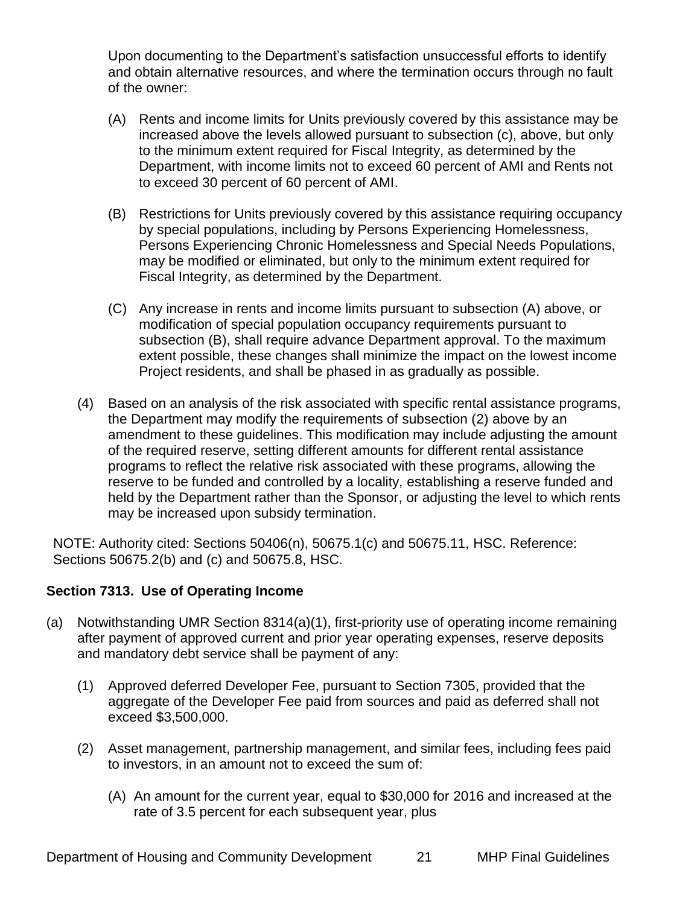Upon documenting to the Department's satisfaction unsuccessful efforts to identify and obtain alternative resources, and where the termination occurs through no fault of the owner:

(A) Rents and income limits for Units previously covered by this assistance may be increased above the levels allowed pursuant to subsection (c), above, but only to the minimum extent required for Fiscal Integrity, as determined by the Department, with income limits not to exceed 60 percent of AMI and Rents not to exceed 30 percent of 60 percent of AMI.

(B) Restrictions for Units previously covered by this assistance requiring occupancy by special populations, including by Persons Experiencing Homelessness, Persons Experiencing Chronic Homelessness and Special Needs Populations, may be modified or eliminated, but only to the minimum extent required for Fiscal Integrity, as determined by the Department.

(C) Any increase in rents and income limits pursuant to subsection (A) above, or modification of special population occupancy requirements pursuant to subsection (B), shall require advance Department approval. To the maximum extent possible, these changes shall minimize the impact on the lowest income Project residents, and shall be phased in as gradually as possible.

(4) Based on an analysis of the risk associated with specific rental assistance programs, the Department may modify the requirements of subsection (2) above by an amendment to these guidelines. This modification may include adjusting the amount of the required reserve, setting different amounts for different rental assistance programs to reflect the relative risk associated with these programs, allowing the reserve to be funded and controlled by a locality, establishing a reserve funded and held by the Department rather than the Sponsor, or adjusting the level to which rents may be increased upon subsidy termination.

NOTE: Authority cited: Sections 50406(n), 50675.1(c) and 50675.11, HSC. Reference: Sections 50675.2(b) and (c) and 50675.8, HSC.

**Section 7313. Use of Operating Income**

(a) Notwithstanding UMR Section 8314(a)(1), first-priority use of operating income remaining after payment of approved current and prior year operating expenses, reserve deposits and mandatory debt service shall be payment of any:

(1) Approved deferred Developer Fee, pursuant to Section 7305, provided that the aggregate of the Developer Fee paid from sources and paid as deferred shall not exceed $3,500,000.

(2) Asset management, partnership management, and similar fees, including fees paid to investors, in an amount not to exceed the sum of:

(A) An amount for the current year, equal to $30,000 for 2016 and increased at the rate of 3.5 percent for each subsequent year, plus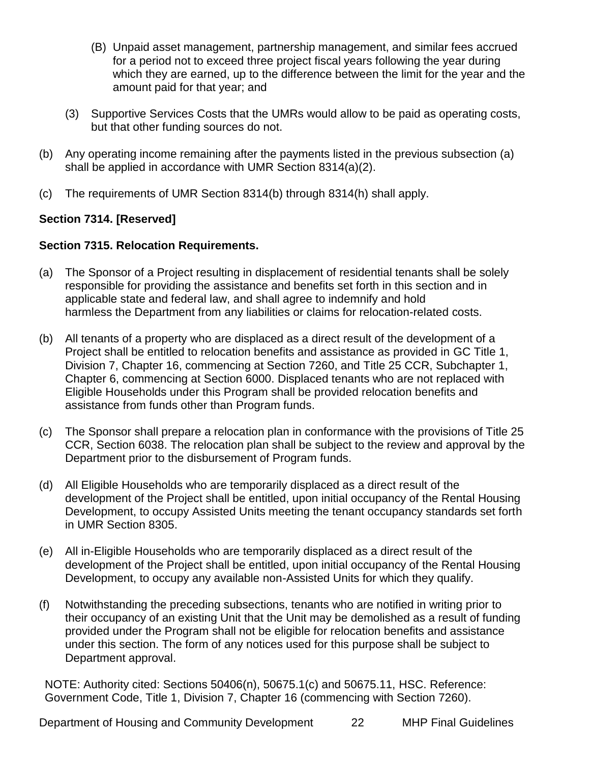(B) Unpaid asset management, partnership management, and similar fees accrued for a period not to exceed three project fiscal years following the year during which they are earned, up to the difference between the limit for the year and the amount paid for that year; and

(3) Supportive Services Costs that the UMRs would allow to be paid as operating costs, but that other funding sources do not.

(b) Any operating income remaining after the payments listed in the previous subsection (a) shall be applied in accordance with UMR Section 8314(a)(2).

(c) The requirements of UMR Section 8314(b) through 8314(h) shall apply.

**Section 7314. [Reserved]**

**Section 7315. Relocation Requirements.**

(a) The Sponsor of a Project resulting in displacement of residential tenants shall be solely responsible for providing the assistance and benefits set forth in this section and in applicable state and federal law, and shall agree to indemnify and hold harmless the Department from any liabilities or claims for relocation-related costs.

(b) All tenants of a property who are displaced as a direct result of the development of a Project shall be entitled to relocation benefits and assistance as provided in GC Title 1, Division 7, Chapter 16, commencing at Section 7260, and Title 25 CCR, Subchapter 1, Chapter 6, commencing at Section 6000. Displaced tenants who are not replaced with Eligible Households under this Program shall be provided relocation benefits and assistance from funds other than Program funds.

(c) The Sponsor shall prepare a relocation plan in conformance with the provisions of Title 25 CCR, Section 6038. The relocation plan shall be subject to the review and approval by the Department prior to the disbursement of Program funds.

(d) All Eligible Households who are temporarily displaced as a direct result of the development of the Project shall be entitled, upon initial occupancy of the Rental Housing Development, to occupy Assisted Units meeting the tenant occupancy standards set forth in UMR Section 8305.

(e) All in-Eligible Households who are temporarily displaced as a direct result of the development of the Project shall be entitled, upon initial occupancy of the Rental Housing Development, to occupy any available non-Assisted Units for which they qualify.

(f) Notwithstanding the preceding subsections, tenants who are notified in writing prior to their occupancy of an existing Unit that the Unit may be demolished as a result of funding provided under the Program shall not be eligible for relocation benefits and assistance under this section. The form of any notices used for this purpose shall be subject to Department approval.

NOTE: Authority cited: Sections 50406(n), 50675.1(c) and 50675.11, HSC. Reference: Government Code, Title 1, Division 7, Chapter 16 (commencing with Section 7260).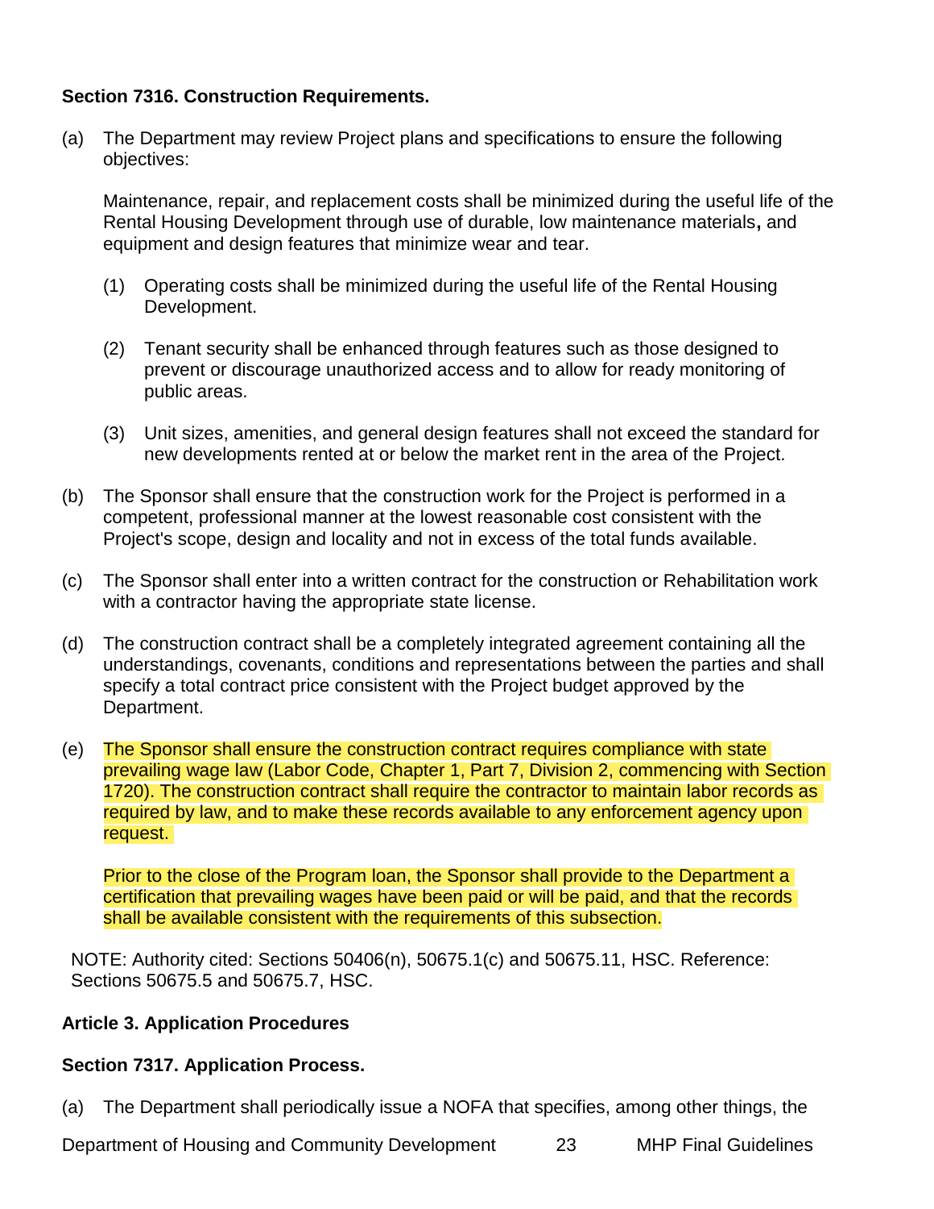**Section 7316. Construction Requirements.**

(a) The Department may review Project plans and specifications to ensure the following objectives:

Maintenance, repair, and replacement costs shall be minimized during the useful life of the Rental Housing Development through use of durable, low maintenance materials**,** and equipment and design features that minimize wear and tear.

(1) Operating costs shall be minimized during the useful life of the Rental Housing Development.

(2) Tenant security shall be enhanced through features such as those designed to prevent or discourage unauthorized access and to allow for ready monitoring of public areas.

(3) Unit sizes, amenities, and general design features shall not exceed the standard for new developments rented at or below the market rent in the area of the Project.

(b) The Sponsor shall ensure that the construction work for the Project is performed in a competent, professional manner at the lowest reasonable cost consistent with the Project's scope, design and locality and not in excess of the total funds available.

(c) The Sponsor shall enter into a written contract for the construction or Rehabilitation work with a contractor having the appropriate state license.

(d) The construction contract shall be a completely integrated agreement containing all the understandings, covenants, conditions and representations between the parties and shall specify a total contract price consistent with the Project budget approved by the Department.

(e) The Sponsor shall ensure the construction contract requires compliance with state prevailing wage law (Labor Code, Chapter 1, Part 7, Division 2, commencing with Section 1720). The construction contract shall require the contractor to maintain labor records as required by law, and to make these records available to any enforcement agency upon request.

Prior to the close of the Program loan, the Sponsor shall provide to the Department a certification that prevailing wages have been paid or will be paid, and that the records shall be available consistent with the requirements of this subsection.

NOTE: Authority cited: Sections 50406(n), 50675.1(c) and 50675.11, HSC. Reference: Sections 50675.5 and 50675.7, HSC.

**Article 3. Application Procedures**

**Section 7317. Application Process.**

(a) The Department shall periodically issue a NOFA that specifies, among other things, the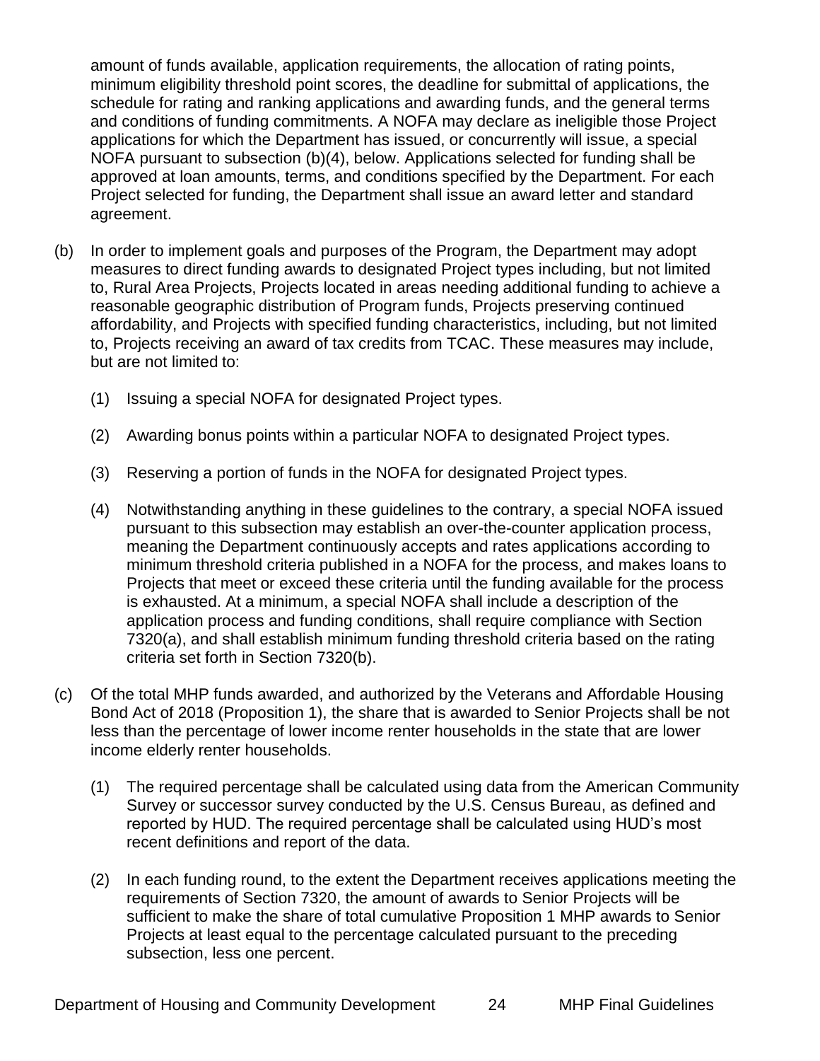amount of funds available, application requirements, the allocation of rating points, minimum eligibility threshold point scores, the deadline for submittal of applications, the schedule for rating and ranking applications and awarding funds, and the general terms and conditions of funding commitments. A NOFA may declare as ineligible those Project applications for which the Department has issued, or concurrently will issue, a special NOFA pursuant to subsection (b)(4), below. Applications selected for funding shall be approved at loan amounts, terms, and conditions specified by the Department. For each Project selected for funding, the Department shall issue an award letter and standard agreement.

(b) In order to implement goals and purposes of the Program, the Department may adopt measures to direct funding awards to designated Project types including, but not limited to, Rural Area Projects, Projects located in areas needing additional funding to achieve a reasonable geographic distribution of Program funds, Projects preserving continued affordability, and Projects with specified funding characteristics, including, but not limited to, Projects receiving an award of tax credits from TCAC. These measures may include, but are not limited to:

 (1) Issuing a special NOFA for designated Project types.

 (2) Awarding bonus points within a particular NOFA to designated Project types.

 (3) Reserving a portion of funds in the NOFA for designated Project types.

 (4) Notwithstanding anything in these guidelines to the contrary, a special NOFA issued pursuant to this subsection may establish an over-the-counter application process, meaning the Department continuously accepts and rates applications according to minimum threshold criteria published in a NOFA for the process, and makes loans to Projects that meet or exceed these criteria until the funding available for the process is exhausted. At a minimum, a special NOFA shall include a description of the application process and funding conditions, shall require compliance with Section 7320(a), and shall establish minimum funding threshold criteria based on the rating criteria set forth in Section 7320(b).

(c) Of the total MHP funds awarded, and authorized by the Veterans and Affordable Housing Bond Act of 2018 (Proposition 1), the share that is awarded to Senior Projects shall be not less than the percentage of lower income renter households in the state that are lower income elderly renter households.

 (1) The required percentage shall be calculated using data from the American Community Survey or successor survey conducted by the U.S. Census Bureau, as defined and reported by HUD. The required percentage shall be calculated using HUD's most recent definitions and report of the data.

 (2) In each funding round, to the extent the Department receives applications meeting the requirements of Section 7320, the amount of awards to Senior Projects will be sufficient to make the share of total cumulative Proposition 1 MHP awards to Senior Projects at least equal to the percentage calculated pursuant to the preceding subsection, less one percent.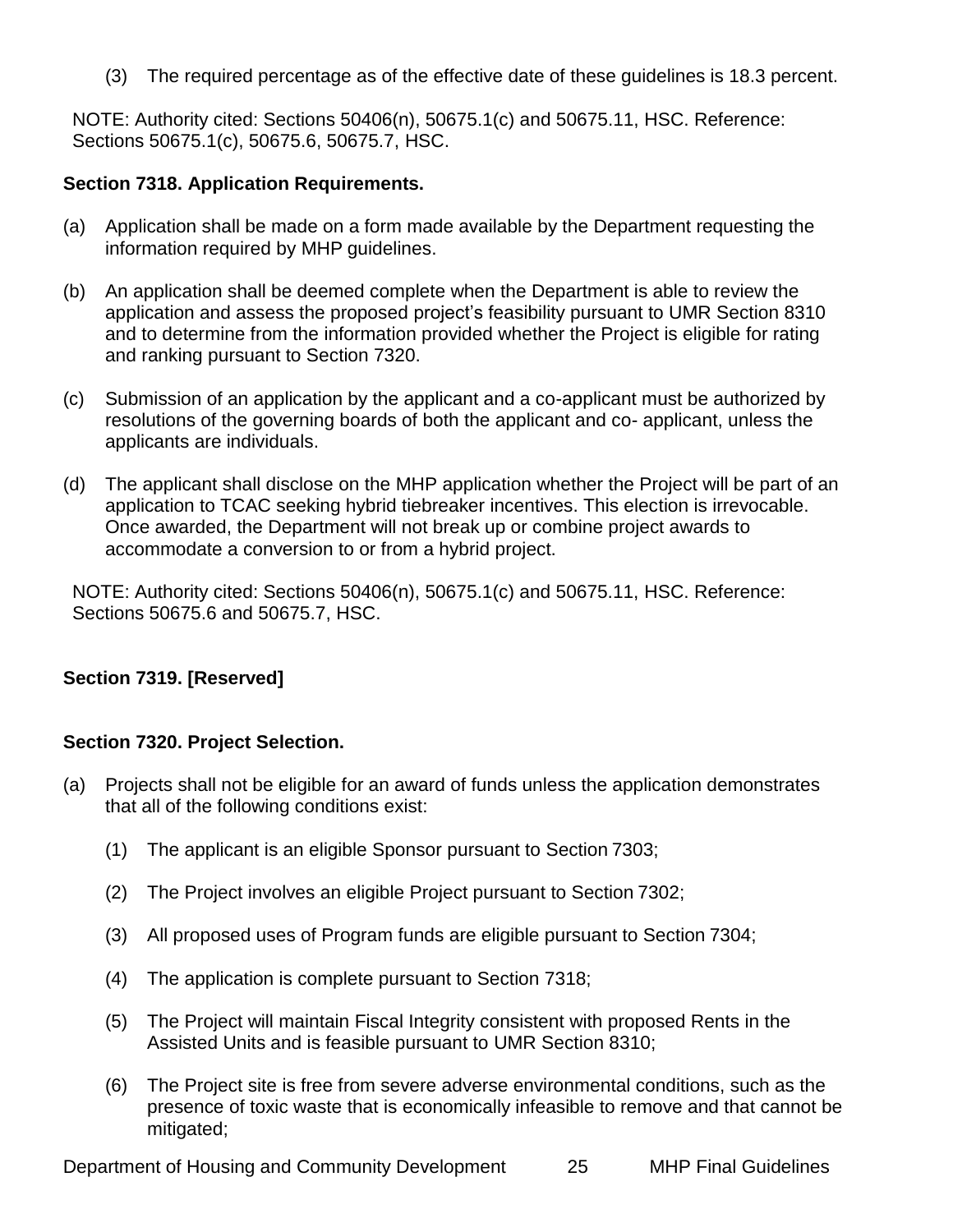(3) The required percentage as of the effective date of these guidelines is 18.3 percent.

NOTE: Authority cited: Sections 50406(n), 50675.1(c) and 50675.11, HSC. Reference: Sections 50675.1(c), 50675.6, 50675.7, HSC.

**Section 7318. Application Requirements.**

(a) Application shall be made on a form made available by the Department requesting the information required by MHP guidelines.

(b) An application shall be deemed complete when the Department is able to review the application and assess the proposed project's feasibility pursuant to UMR Section 8310 and to determine from the information provided whether the Project is eligible for rating and ranking pursuant to Section 7320.

(c) Submission of an application by the applicant and a co-applicant must be authorized by resolutions of the governing boards of both the applicant and co- applicant, unless the applicants are individuals.

(d) The applicant shall disclose on the MHP application whether the Project will be part of an application to TCAC seeking hybrid tiebreaker incentives. This election is irrevocable. Once awarded, the Department will not break up or combine project awards to accommodate a conversion to or from a hybrid project.

NOTE: Authority cited: Sections 50406(n), 50675.1(c) and 50675.11, HSC. Reference: Sections 50675.6 and 50675.7, HSC.

**Section 7319. [Reserved]**

**Section 7320. Project Selection.**

(a) Projects shall not be eligible for an award of funds unless the application demonstrates that all of the following conditions exist:

(1) The applicant is an eligible Sponsor pursuant to Section 7303;

(2) The Project involves an eligible Project pursuant to Section 7302;

(3) All proposed uses of Program funds are eligible pursuant to Section 7304;

(4) The application is complete pursuant to Section 7318;

(5) The Project will maintain Fiscal Integrity consistent with proposed Rents in the Assisted Units and is feasible pursuant to UMR Section 8310;

(6) The Project site is free from severe adverse environmental conditions, such as the presence of toxic waste that is economically infeasible to remove and that cannot be mitigated;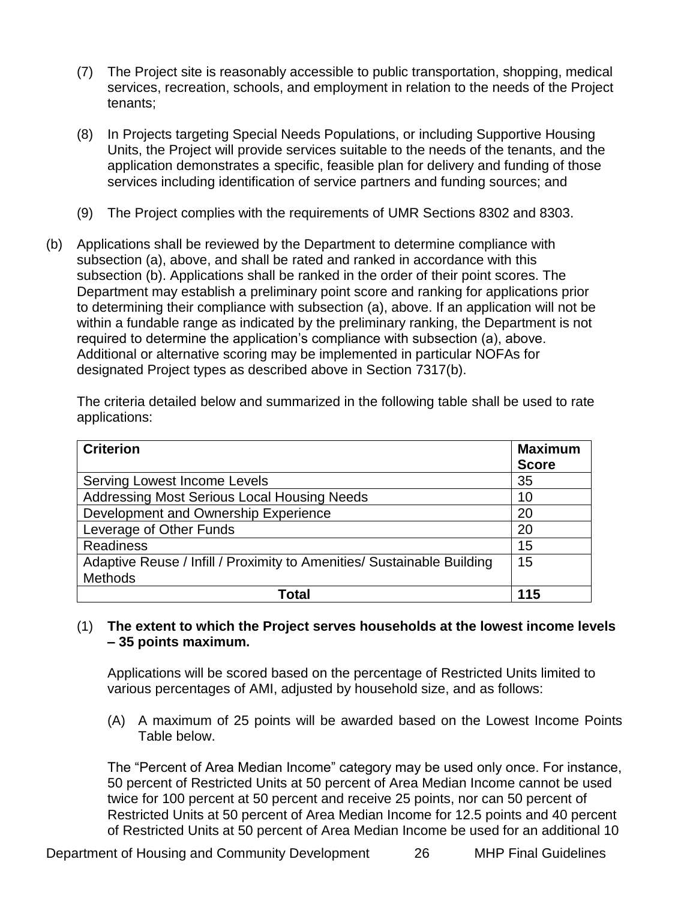(7) The Project site is reasonably accessible to public transportation, shopping, medical services, recreation, schools, and employment in relation to the needs of the Project tenants;

(8) In Projects targeting Special Needs Populations, or including Supportive Housing Units, the Project will provide services suitable to the needs of the tenants, and the application demonstrates a specific, feasible plan for delivery and funding of those services including identification of service partners and funding sources; and

(9) The Project complies with the requirements of UMR Sections 8302 and 8303.

(b) Applications shall be reviewed by the Department to determine compliance with subsection (a), above, and shall be rated and ranked in accordance with this subsection (b). Applications shall be ranked in the order of their point scores. The Department may establish a preliminary point score and ranking for applications prior to determining their compliance with subsection (a), above. If an application will not be within a fundable range as indicated by the preliminary ranking, the Department is not required to determine the application's compliance with subsection (a), above. Additional or alternative scoring may be implemented in particular NOFAs for designated Project types as described above in Section 7317(b).

The criteria detailed below and summarized in the following table shall be used to rate applications:

| **Criterion** | **Maximum Score** |
|---|---|
| Serving Lowest Income Levels | 35 |
| Addressing Most Serious Local Housing Needs | 10 |
| Development and Ownership Experience | 20 |
| Leverage of Other Funds | 20 |
| Readiness | 15 |
| Adaptive Reuse / Infill / Proximity to Amenities/ Sustainable Building Methods | 15 |
| **Total** | **115** |

(1) **The extent to which the Project serves households at the lowest income levels – 35 points maximum.**

Applications will be scored based on the percentage of Restricted Units limited to various percentages of AMI, adjusted by household size, and as follows:

(A) A maximum of 25 points will be awarded based on the Lowest Income Points Table below.

The "Percent of Area Median Income" category may be used only once. For instance, 50 percent of Restricted Units at 50 percent of Area Median Income cannot be used twice for 100 percent at 50 percent and receive 25 points, nor can 50 percent of Restricted Units at 50 percent of Area Median Income for 12.5 points and 40 percent of Restricted Units at 50 percent of Area Median Income be used for an additional 10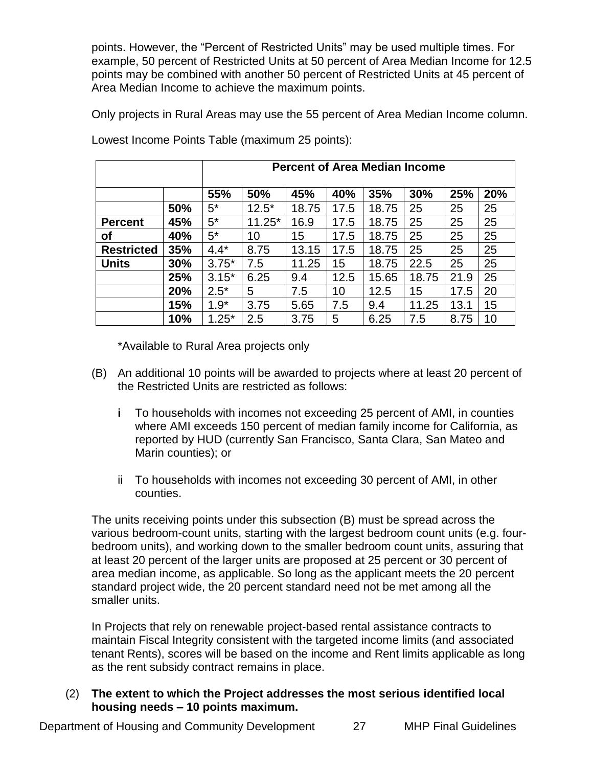points. However, the "Percent of Restricted Units" may be used multiple times. For example, 50 percent of Restricted Units at 50 percent of Area Median Income for 12.5 points may be combined with another 50 percent of Restricted Units at 45 percent of Area Median Income to achieve the maximum points.

Only projects in Rural Areas may use the 55 percent of Area Median Income column.

Lowest Income Points Table (maximum 25 points):

| | | **Percent of Area Median Income** | | | | | | | |
|---|---|---|---|---|---|---|---|---|---|
| | | **55%** | **50%** | **45%** | **40%** | **35%** | **30%** | **25%** | **20%** |
| | **50%** | 5* | 12.5* | 18.75 | 17.5 | 18.75 | 25 | 25 | 25 |
| **Percent** | **45%** | 5* | 11.25* | 16.9 | 17.5 | 18.75 | 25 | 25 | 25 |
| **of** | **40%** | 5* | 10 | 15 | 17.5 | 18.75 | 25 | 25 | 25 |
| **Restricted** | **35%** | 4.4* | 8.75 | 13.15 | 17.5 | 18.75 | 25 | 25 | 25 |
| **Units** | **30%** | 3.75* | 7.5 | 11.25 | 15 | 18.75 | 22.5 | 25 | 25 |
| | **25%** | 3.15* | 6.25 | 9.4 | 12.5 | 15.65 | 18.75 | 21.9 | 25 |
| | **20%** | 2.5* | 5 | 7.5 | 10 | 12.5 | 15 | 17.5 | 20 |
| | **15%** | 1.9* | 3.75 | 5.65 | 7.5 | 9.4 | 11.25 | 13.1 | 15 |
| | **10%** | 1.25* | 2.5 | 3.75 | 5 | 6.25 | 7.5 | 8.75 | 10 |

*Available to Rural Area projects only

(B) An additional 10 points will be awarded to projects where at least 20 percent of the Restricted Units are restricted as follows:

- **i** To households with incomes not exceeding 25 percent of AMI, in counties where AMI exceeds 150 percent of median family income for California, as reported by HUD (currently San Francisco, Santa Clara, San Mateo and Marin counties); or
- ii To households with incomes not exceeding 30 percent of AMI, in other counties.

The units receiving points under this subsection (B) must be spread across the various bedroom-count units, starting with the largest bedroom count units (e.g. four-bedroom units), and working down to the smaller bedroom count units, assuring that at least 20 percent of the larger units are proposed at 25 percent or 30 percent of area median income, as applicable. So long as the applicant meets the 20 percent standard project wide, the 20 percent standard need not be met among all the smaller units.

In Projects that rely on renewable project-based rental assistance contracts to maintain Fiscal Integrity consistent with the targeted income limits (and associated tenant Rents), scores will be based on the income and Rent limits applicable as long as the rent subsidy contract remains in place.

(2) **The extent to which the Project addresses the most serious identified local housing needs – 10 points maximum.**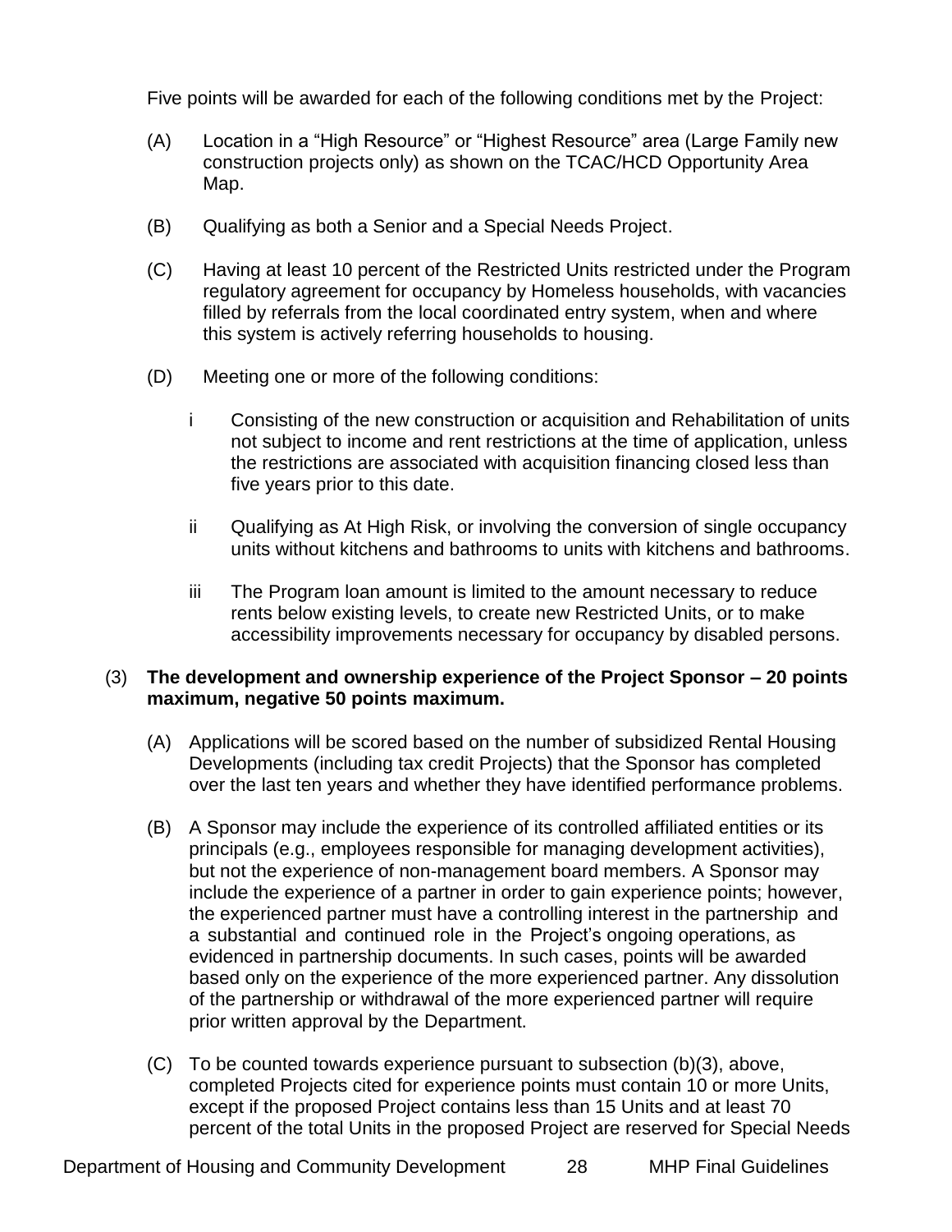Five points will be awarded for each of the following conditions met by the Project:

(A) Location in a "High Resource" or "Highest Resource" area (Large Family new construction projects only) as shown on the TCAC/HCD Opportunity Area Map.

(B) Qualifying as both a Senior and a Special Needs Project.

(C) Having at least 10 percent of the Restricted Units restricted under the Program regulatory agreement for occupancy by Homeless households, with vacancies filled by referrals from the local coordinated entry system, when and where this system is actively referring households to housing.

(D) Meeting one or more of the following conditions:

i Consisting of the new construction or acquisition and Rehabilitation of units not subject to income and rent restrictions at the time of application, unless the restrictions are associated with acquisition financing closed less than five years prior to this date.

ii Qualifying as At High Risk, or involving the conversion of single occupancy units without kitchens and bathrooms to units with kitchens and bathrooms.

iii The Program loan amount is limited to the amount necessary to reduce rents below existing levels, to create new Restricted Units, or to make accessibility improvements necessary for occupancy by disabled persons.

(3) **The development and ownership experience of the Project Sponsor – 20 points maximum, negative 50 points maximum.**

(A) Applications will be scored based on the number of subsidized Rental Housing Developments (including tax credit Projects) that the Sponsor has completed over the last ten years and whether they have identified performance problems.

(B) A Sponsor may include the experience of its controlled affiliated entities or its principals (e.g., employees responsible for managing development activities), but not the experience of non-management board members. A Sponsor may include the experience of a partner in order to gain experience points; however, the experienced partner must have a controlling interest in the partnership and a substantial and continued role in the Project's ongoing operations, as evidenced in partnership documents. In such cases, points will be awarded based only on the experience of the more experienced partner. Any dissolution of the partnership or withdrawal of the more experienced partner will require prior written approval by the Department.

(C) To be counted towards experience pursuant to subsection (b)(3), above, completed Projects cited for experience points must contain 10 or more Units, except if the proposed Project contains less than 15 Units and at least 70 percent of the total Units in the proposed Project are reserved for Special Needs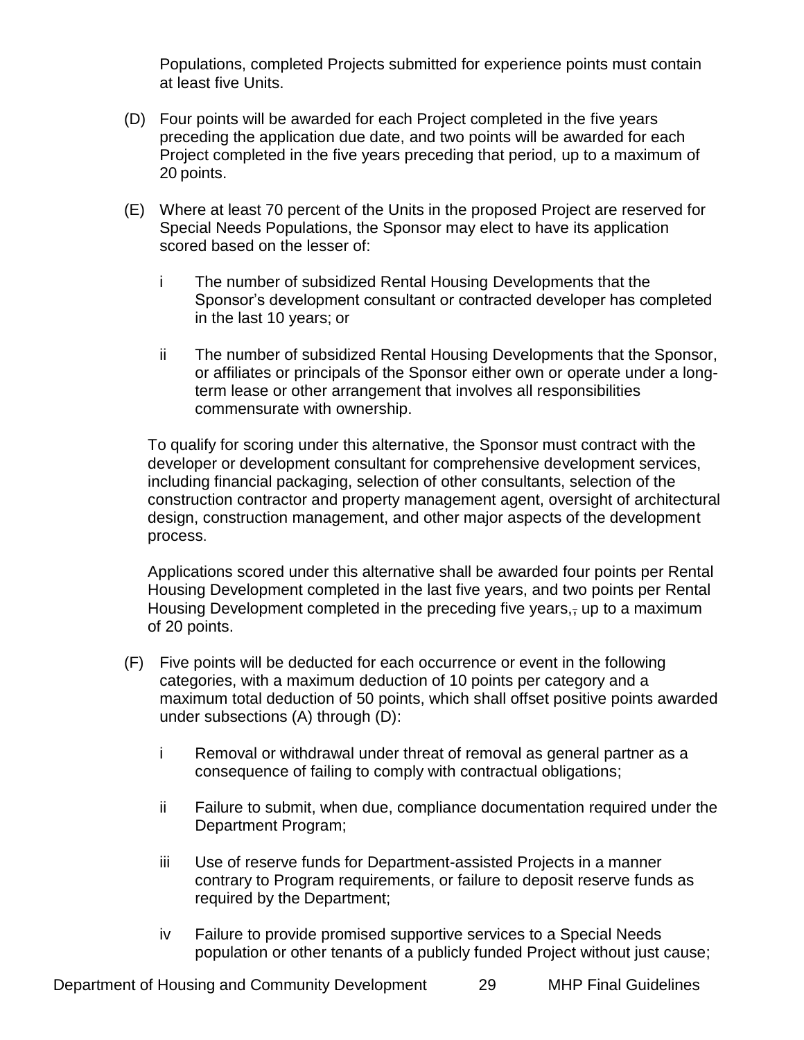Populations, completed Projects submitted for experience points must contain at least five Units.

(D) Four points will be awarded for each Project completed in the five years preceding the application due date, and two points will be awarded for each Project completed in the five years preceding that period, up to a maximum of 20 points.

(E) Where at least 70 percent of the Units in the proposed Project are reserved for Special Needs Populations, the Sponsor may elect to have its application scored based on the lesser of:

i The number of subsidized Rental Housing Developments that the Sponsor's development consultant or contracted developer has completed in the last 10 years; or

ii The number of subsidized Rental Housing Developments that the Sponsor, or affiliates or principals of the Sponsor either own or operate under a long-term lease or other arrangement that involves all responsibilities commensurate with ownership.

To qualify for scoring under this alternative, the Sponsor must contract with the developer or development consultant for comprehensive development services, including financial packaging, selection of other consultants, selection of the construction contractor and property management agent, oversight of architectural design, construction management, and other major aspects of the development process.

Applications scored under this alternative shall be awarded four points per Rental Housing Development completed in the last five years, and two points per Rental Housing Development completed in the preceding five years, up to a maximum of 20 points.

(F) Five points will be deducted for each occurrence or event in the following categories, with a maximum deduction of 10 points per category and a maximum total deduction of 50 points, which shall offset positive points awarded under subsections (A) through (D):

i Removal or withdrawal under threat of removal as general partner as a consequence of failing to comply with contractual obligations;

ii Failure to submit, when due, compliance documentation required under the Department Program;

iii Use of reserve funds for Department-assisted Projects in a manner contrary to Program requirements, or failure to deposit reserve funds as required by the Department;

iv Failure to provide promised supportive services to a Special Needs population or other tenants of a publicly funded Project without just cause;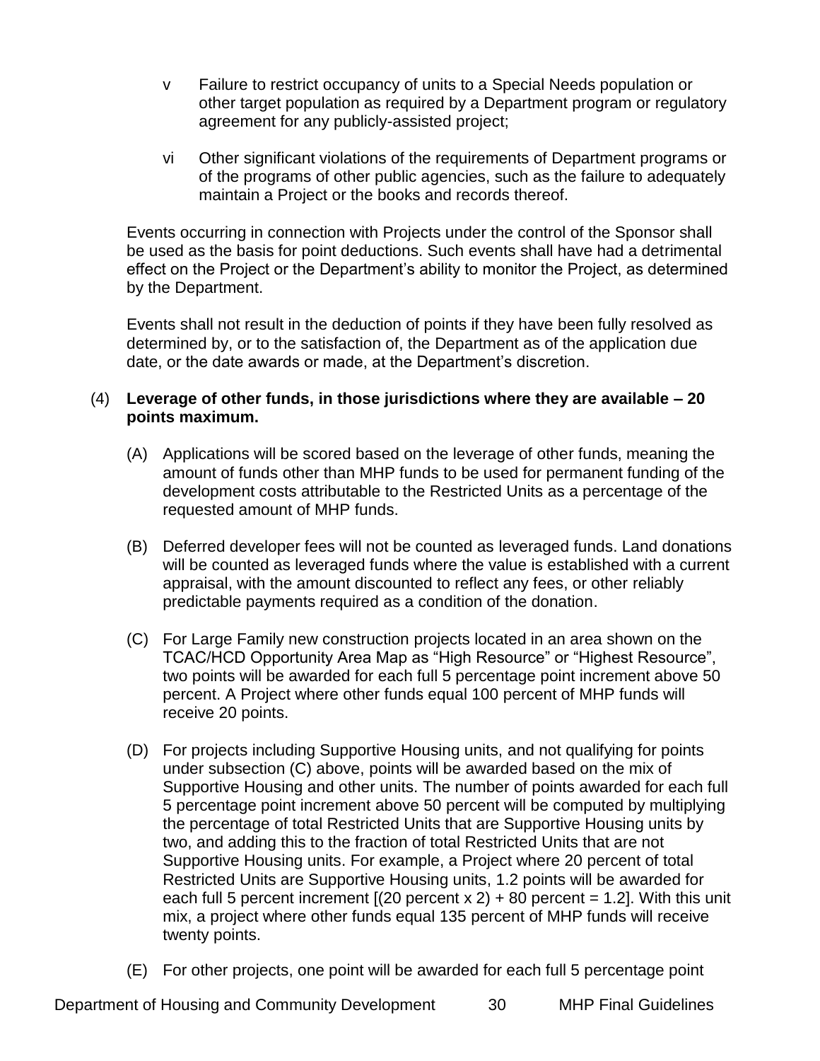v Failure to restrict occupancy of units to a Special Needs population or other target population as required by a Department program or regulatory agreement for any publicly-assisted project;

vi Other significant violations of the requirements of Department programs or of the programs of other public agencies, such as the failure to adequately maintain a Project or the books and records thereof.

Events occurring in connection with Projects under the control of the Sponsor shall be used as the basis for point deductions. Such events shall have had a detrimental effect on the Project or the Department's ability to monitor the Project, as determined by the Department.

Events shall not result in the deduction of points if they have been fully resolved as determined by, or to the satisfaction of, the Department as of the application due date, or the date awards or made, at the Department's discretion.

(4) **Leverage of other funds, in those jurisdictions where they are available – 20 points maximum.**

(A) Applications will be scored based on the leverage of other funds, meaning the amount of funds other than MHP funds to be used for permanent funding of the development costs attributable to the Restricted Units as a percentage of the requested amount of MHP funds.

(B) Deferred developer fees will not be counted as leveraged funds. Land donations will be counted as leveraged funds where the value is established with a current appraisal, with the amount discounted to reflect any fees, or other reliably predictable payments required as a condition of the donation.

(C) For Large Family new construction projects located in an area shown on the TCAC/HCD Opportunity Area Map as "High Resource" or "Highest Resource", two points will be awarded for each full 5 percentage point increment above 50 percent. A Project where other funds equal 100 percent of MHP funds will receive 20 points.

(D) For projects including Supportive Housing units, and not qualifying for points under subsection (C) above, points will be awarded based on the mix of Supportive Housing and other units. The number of points awarded for each full 5 percentage point increment above 50 percent will be computed by multiplying the percentage of total Restricted Units that are Supportive Housing units by two, and adding this to the fraction of total Restricted Units that are not Supportive Housing units. For example, a Project where 20 percent of total Restricted Units are Supportive Housing units, 1.2 points will be awarded for each full 5 percent increment [(20 percent x 2) + 80 percent = 1.2]. With this unit mix, a project where other funds equal 135 percent of MHP funds will receive twenty points.

(E) For other projects, one point will be awarded for each full 5 percentage point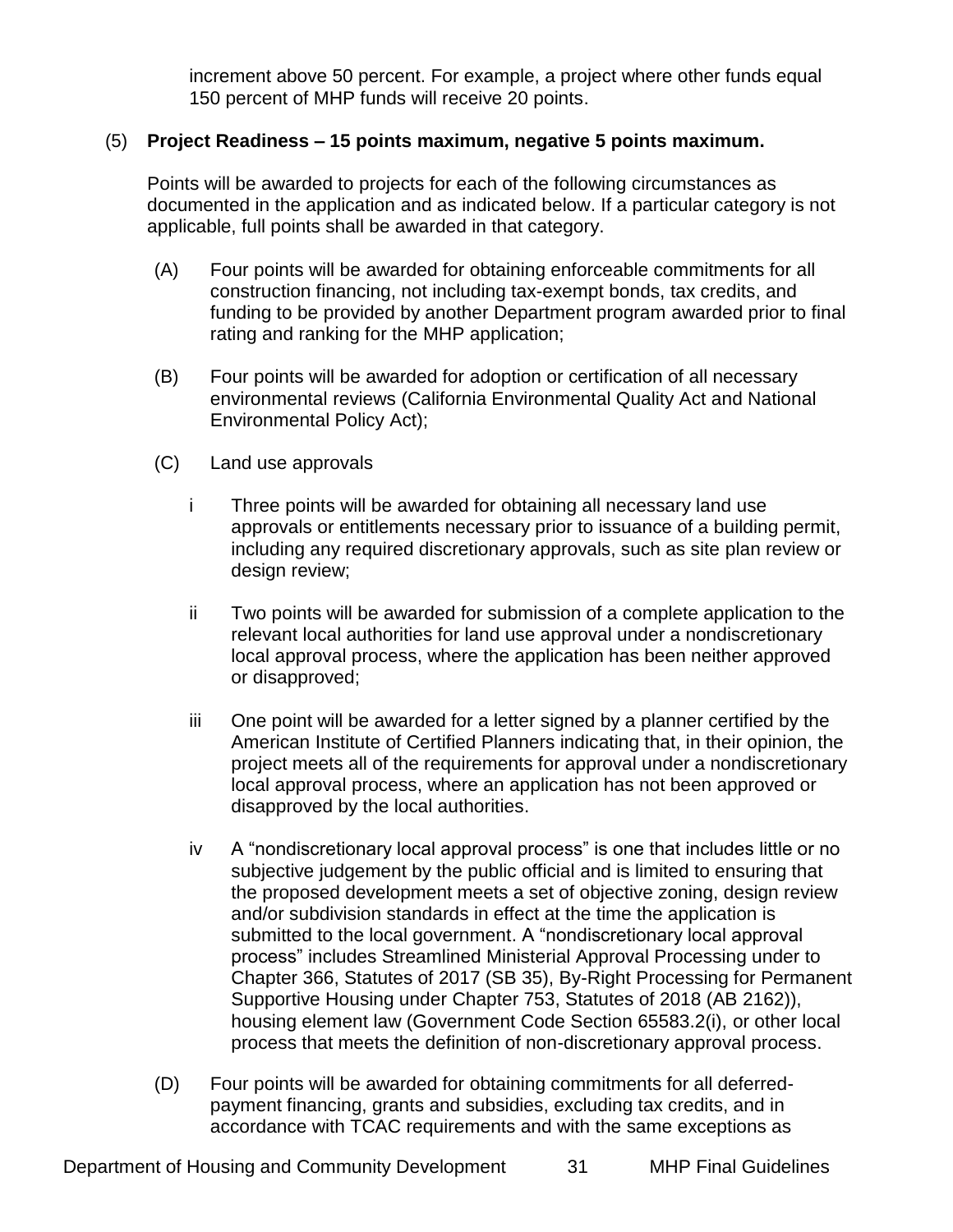increment above 50 percent. For example, a project where other funds equal 150 percent of MHP funds will receive 20 points.

(5) **Project Readiness – 15 points maximum, negative 5 points maximum.**

Points will be awarded to projects for each of the following circumstances as documented in the application and as indicated below. If a particular category is not applicable, full points shall be awarded in that category.

(A) Four points will be awarded for obtaining enforceable commitments for all construction financing, not including tax-exempt bonds, tax credits, and funding to be provided by another Department program awarded prior to final rating and ranking for the MHP application;

(B) Four points will be awarded for adoption or certification of all necessary environmental reviews (California Environmental Quality Act and National Environmental Policy Act);

(C) Land use approvals

i Three points will be awarded for obtaining all necessary land use approvals or entitlements necessary prior to issuance of a building permit, including any required discretionary approvals, such as site plan review or design review;

ii Two points will be awarded for submission of a complete application to the relevant local authorities for land use approval under a nondiscretionary local approval process, where the application has been neither approved or disapproved;

iii One point will be awarded for a letter signed by a planner certified by the American Institute of Certified Planners indicating that, in their opinion, the project meets all of the requirements for approval under a nondiscretionary local approval process, where an application has not been approved or disapproved by the local authorities.

iv A "nondiscretionary local approval process" is one that includes little or no subjective judgement by the public official and is limited to ensuring that the proposed development meets a set of objective zoning, design review and/or subdivision standards in effect at the time the application is submitted to the local government. A "nondiscretionary local approval process" includes Streamlined Ministerial Approval Processing under to Chapter 366, Statutes of 2017 (SB 35), By-Right Processing for Permanent Supportive Housing under Chapter 753, Statutes of 2018 (AB 2162)), housing element law (Government Code Section 65583.2(i), or other local process that meets the definition of non-discretionary approval process.

(D) Four points will be awarded for obtaining commitments for all deferred-payment financing, grants and subsidies, excluding tax credits, and in accordance with TCAC requirements and with the same exceptions as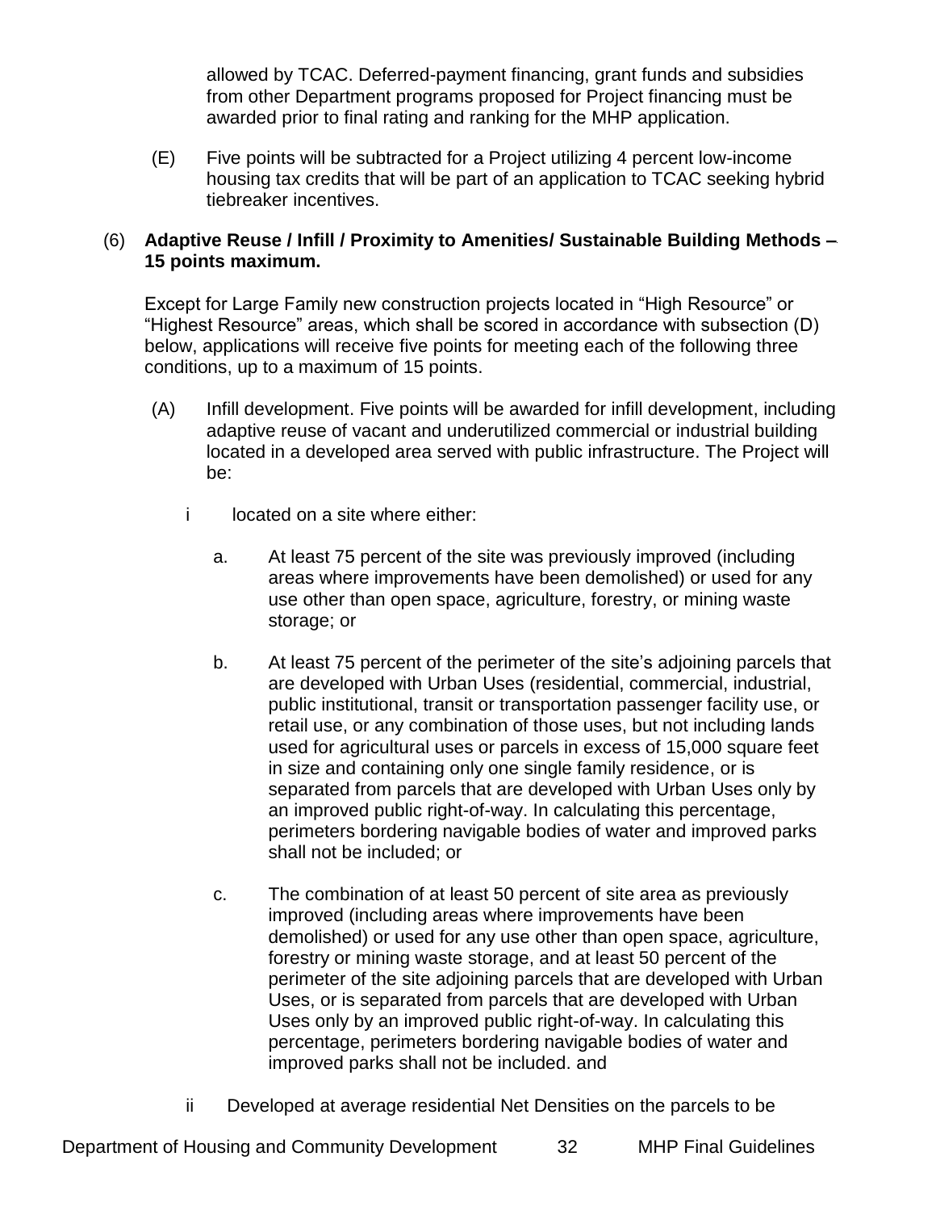allowed by TCAC. Deferred-payment financing, grant funds and subsidies from other Department programs proposed for Project financing must be awarded prior to final rating and ranking for the MHP application.

(E) Five points will be subtracted for a Project utilizing 4 percent low-income housing tax credits that will be part of an application to TCAC seeking hybrid tiebreaker incentives.

(6) **Adaptive Reuse / Infill / Proximity to Amenities/ Sustainable Building Methods – 15 points maximum.**

Except for Large Family new construction projects located in "High Resource" or "Highest Resource" areas, which shall be scored in accordance with subsection (D) below, applications will receive five points for meeting each of the following three conditions, up to a maximum of 15 points.

(A) Infill development. Five points will be awarded for infill development, including adaptive reuse of vacant and underutilized commercial or industrial building located in a developed area served with public infrastructure. The Project will be:

i located on a site where either:

a. At least 75 percent of the site was previously improved (including areas where improvements have been demolished) or used for any use other than open space, agriculture, forestry, or mining waste storage; or

b. At least 75 percent of the perimeter of the site's adjoining parcels that are developed with Urban Uses (residential, commercial, industrial, public institutional, transit or transportation passenger facility use, or retail use, or any combination of those uses, but not including lands used for agricultural uses or parcels in excess of 15,000 square feet in size and containing only one single family residence, or is separated from parcels that are developed with Urban Uses only by an improved public right-of-way. In calculating this percentage, perimeters bordering navigable bodies of water and improved parks shall not be included; or

c. The combination of at least 50 percent of site area as previously improved (including areas where improvements have been demolished) or used for any use other than open space, agriculture, forestry or mining waste storage, and at least 50 percent of the perimeter of the site adjoining parcels that are developed with Urban Uses, or is separated from parcels that are developed with Urban Uses only by an improved public right-of-way. In calculating this percentage, perimeters bordering navigable bodies of water and improved parks shall not be included. and

ii Developed at average residential Net Densities on the parcels to be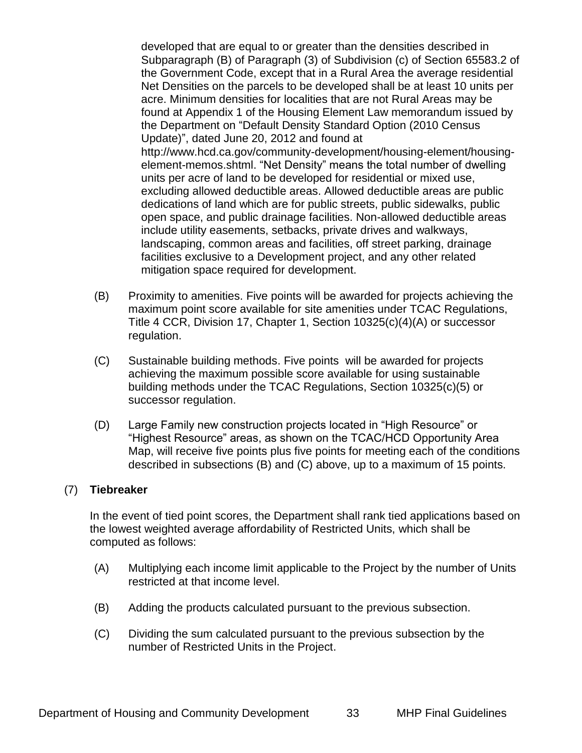developed that are equal to or greater than the densities described in Subparagraph (B) of Paragraph (3) of Subdivision (c) of Section 65583.2 of the Government Code, except that in a Rural Area the average residential Net Densities on the parcels to be developed shall be at least 10 units per acre. Minimum densities for localities that are not Rural Areas may be found at Appendix 1 of the Housing Element Law memorandum issued by the Department on "Default Density Standard Option (2010 Census Update)", dated June 20, 2012 and found at http://www.hcd.ca.gov/community-development/housing-element/housing-element-memos.shtml. "Net Density" means the total number of dwelling units per acre of land to be developed for residential or mixed use, excluding allowed deductible areas. Allowed deductible areas are public dedications of land which are for public streets, public sidewalks, public open space, and public drainage facilities. Non-allowed deductible areas include utility easements, setbacks, private drives and walkways, landscaping, common areas and facilities, off street parking, drainage facilities exclusive to a Development project, and any other related mitigation space required for development.

(B) Proximity to amenities. Five points will be awarded for projects achieving the maximum point score available for site amenities under TCAC Regulations, Title 4 CCR, Division 17, Chapter 1, Section 10325(c)(4)(A) or successor regulation.

(C) Sustainable building methods. Five points will be awarded for projects achieving the maximum possible score available for using sustainable building methods under the TCAC Regulations, Section 10325(c)(5) or successor regulation.

(D) Large Family new construction projects located in "High Resource" or "Highest Resource" areas, as shown on the TCAC/HCD Opportunity Area Map, will receive five points plus five points for meeting each of the conditions described in subsections (B) and (C) above, up to a maximum of 15 points.

(7) **Tiebreaker**

In the event of tied point scores, the Department shall rank tied applications based on the lowest weighted average affordability of Restricted Units, which shall be computed as follows:

(A) Multiplying each income limit applicable to the Project by the number of Units restricted at that income level.

(B) Adding the products calculated pursuant to the previous subsection.

(C) Dividing the sum calculated pursuant to the previous subsection by the number of Restricted Units in the Project.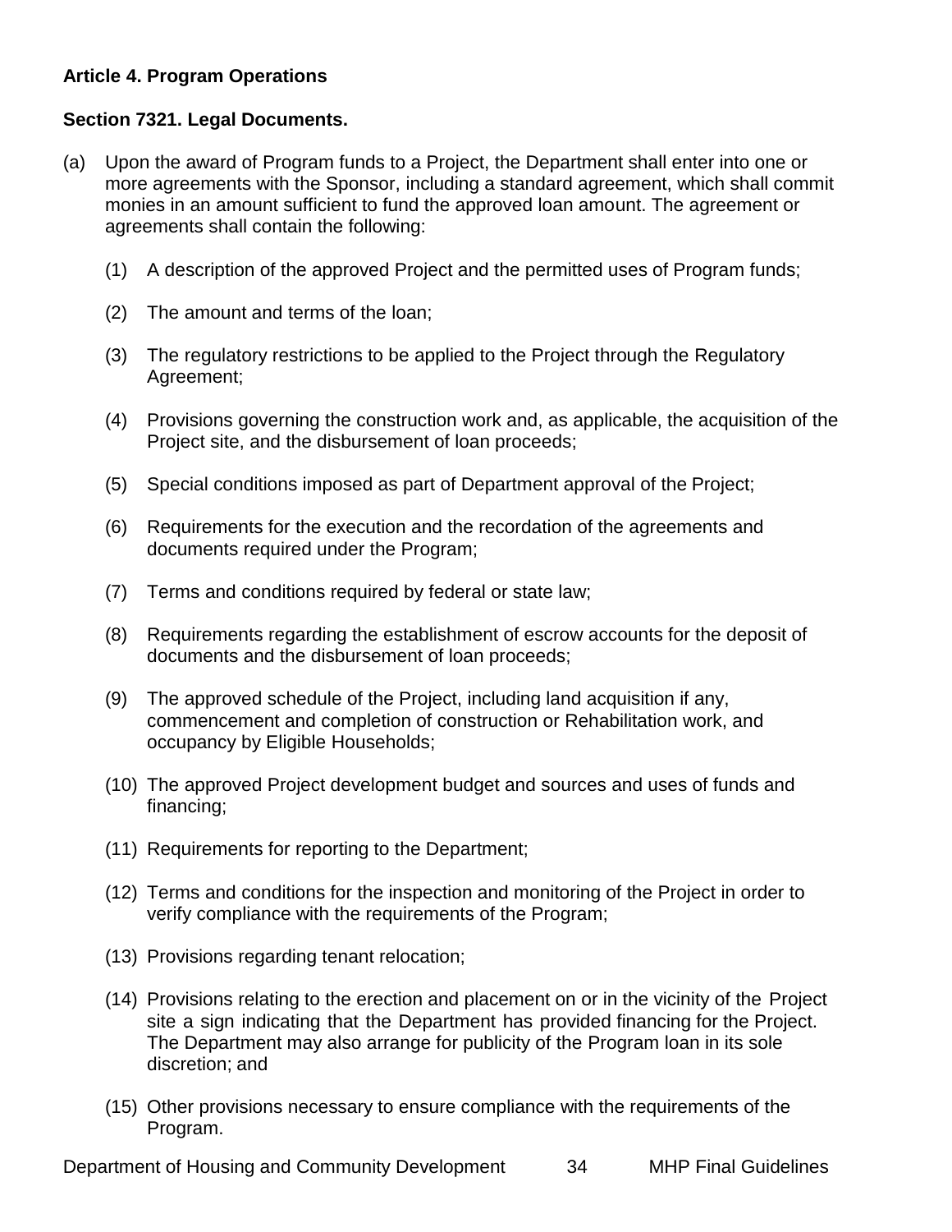## Article 4. Program Operations

### Section 7321. Legal Documents.

(a) Upon the award of Program funds to a Project, the Department shall enter into one or more agreements with the Sponsor, including a standard agreement, which shall commit monies in an amount sufficient to fund the approved loan amount. The agreement or agreements shall contain the following:

   (1) A description of the approved Project and the permitted uses of Program funds;

   (2) The amount and terms of the loan;

   (3) The regulatory restrictions to be applied to the Project through the Regulatory Agreement;

   (4) Provisions governing the construction work and, as applicable, the acquisition of the Project site, and the disbursement of loan proceeds;

   (5) Special conditions imposed as part of Department approval of the Project;

   (6) Requirements for the execution and the recordation of the agreements and documents required under the Program;

   (7) Terms and conditions required by federal or state law;

   (8) Requirements regarding the establishment of escrow accounts for the deposit of documents and the disbursement of loan proceeds;

   (9) The approved schedule of the Project, including land acquisition if any, commencement and completion of construction or Rehabilitation work, and occupancy by Eligible Households;

   (10) The approved Project development budget and sources and uses of funds and financing;

   (11) Requirements for reporting to the Department;

   (12) Terms and conditions for the inspection and monitoring of the Project in order to verify compliance with the requirements of the Program;

   (13) Provisions regarding tenant relocation;

   (14) Provisions relating to the erection and placement on or in the vicinity of the Project site a sign indicating that the Department has provided financing for the Project. The Department may also arrange for publicity of the Program loan in its sole discretion; and

   (15) Other provisions necessary to ensure compliance with the requirements of the Program.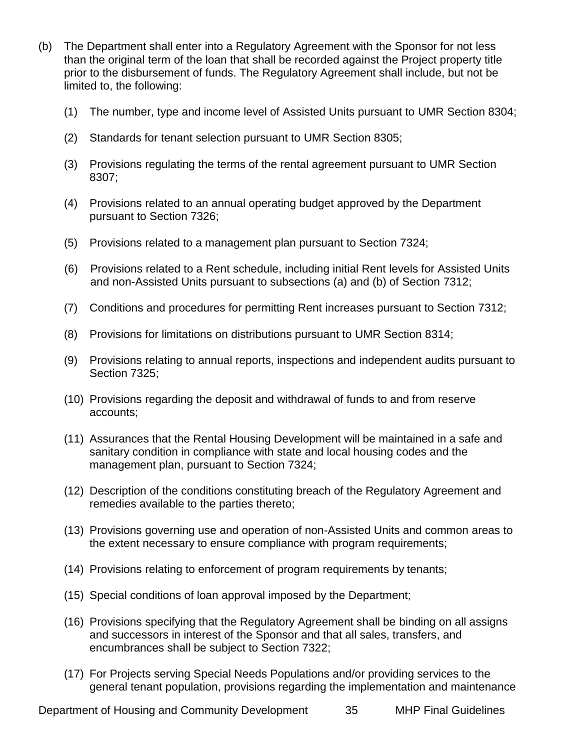(b) The Department shall enter into a Regulatory Agreement with the Sponsor for not less than the original term of the loan that shall be recorded against the Project property title prior to the disbursement of funds. The Regulatory Agreement shall include, but not be limited to, the following:

(1) The number, type and income level of Assisted Units pursuant to UMR Section 8304;

(2) Standards for tenant selection pursuant to UMR Section 8305;

(3) Provisions regulating the terms of the rental agreement pursuant to UMR Section 8307;

(4) Provisions related to an annual operating budget approved by the Department pursuant to Section 7326;

(5) Provisions related to a management plan pursuant to Section 7324;

(6) Provisions related to a Rent schedule, including initial Rent levels for Assisted Units and non-Assisted Units pursuant to subsections (a) and (b) of Section 7312;

(7) Conditions and procedures for permitting Rent increases pursuant to Section 7312;

(8) Provisions for limitations on distributions pursuant to UMR Section 8314;

(9) Provisions relating to annual reports, inspections and independent audits pursuant to Section 7325;

(10) Provisions regarding the deposit and withdrawal of funds to and from reserve accounts;

(11) Assurances that the Rental Housing Development will be maintained in a safe and sanitary condition in compliance with state and local housing codes and the management plan, pursuant to Section 7324;

(12) Description of the conditions constituting breach of the Regulatory Agreement and remedies available to the parties thereto;

(13) Provisions governing use and operation of non-Assisted Units and common areas to the extent necessary to ensure compliance with program requirements;

(14) Provisions relating to enforcement of program requirements by tenants;

(15) Special conditions of loan approval imposed by the Department;

(16) Provisions specifying that the Regulatory Agreement shall be binding on all assigns and successors in interest of the Sponsor and that all sales, transfers, and encumbrances shall be subject to Section 7322;

(17) For Projects serving Special Needs Populations and/or providing services to the general tenant population, provisions regarding the implementation and maintenance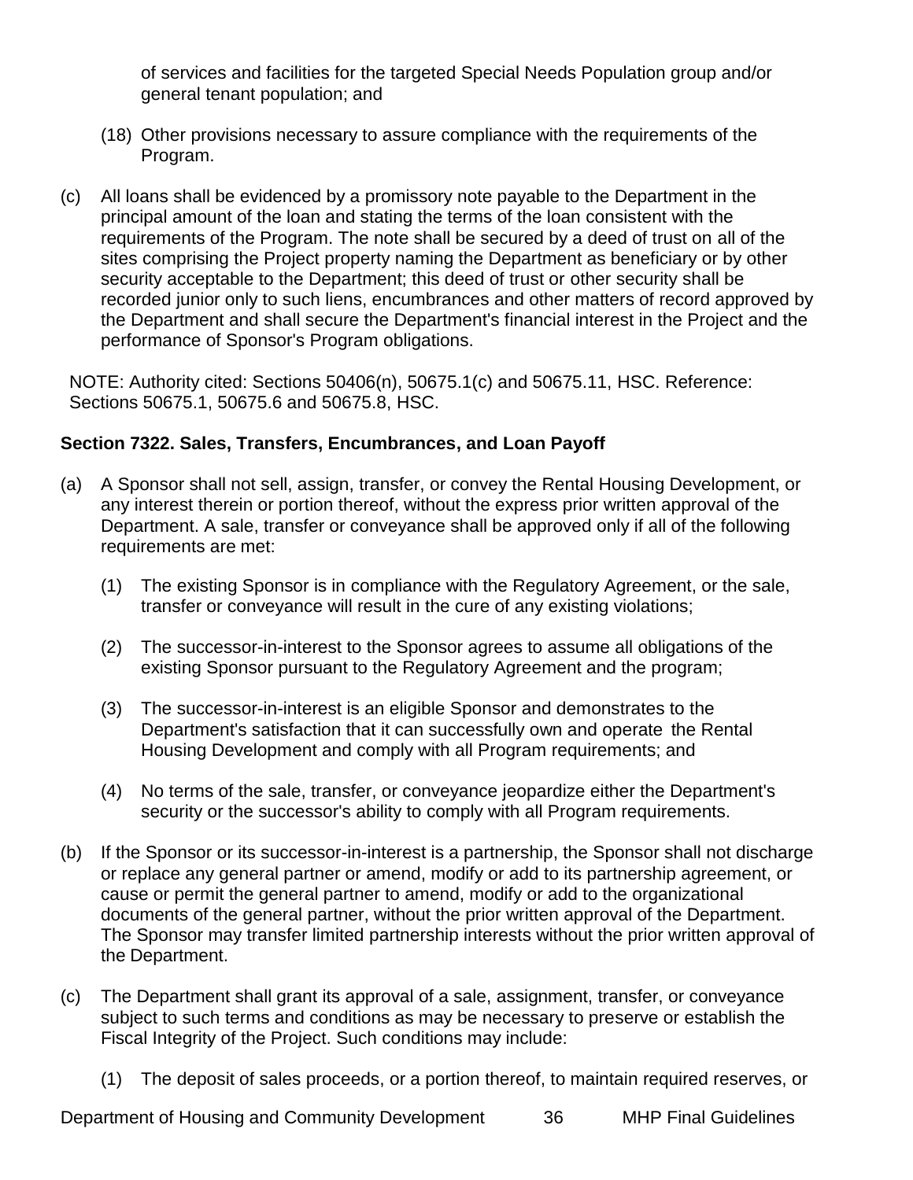of services and facilities for the targeted Special Needs Population group and/or general tenant population; and

(18) Other provisions necessary to assure compliance with the requirements of the Program.

(c) All loans shall be evidenced by a promissory note payable to the Department in the principal amount of the loan and stating the terms of the loan consistent with the requirements of the Program. The note shall be secured by a deed of trust on all of the sites comprising the Project property naming the Department as beneficiary or by other security acceptable to the Department; this deed of trust or other security shall be recorded junior only to such liens, encumbrances and other matters of record approved by the Department and shall secure the Department's financial interest in the Project and the performance of Sponsor's Program obligations.

NOTE: Authority cited: Sections 50406(n), 50675.1(c) and 50675.11, HSC. Reference: Sections 50675.1, 50675.6 and 50675.8, HSC.

**Section 7322. Sales, Transfers, Encumbrances, and Loan Payoff**

(a) A Sponsor shall not sell, assign, transfer, or convey the Rental Housing Development, or any interest therein or portion thereof, without the express prior written approval of the Department. A sale, transfer or conveyance shall be approved only if all of the following requirements are met:

(1) The existing Sponsor is in compliance with the Regulatory Agreement, or the sale, transfer or conveyance will result in the cure of any existing violations;

(2) The successor-in-interest to the Sponsor agrees to assume all obligations of the existing Sponsor pursuant to the Regulatory Agreement and the program;

(3) The successor-in-interest is an eligible Sponsor and demonstrates to the Department's satisfaction that it can successfully own and operate the Rental Housing Development and comply with all Program requirements; and

(4) No terms of the sale, transfer, or conveyance jeopardize either the Department's security or the successor's ability to comply with all Program requirements.

(b) If the Sponsor or its successor-in-interest is a partnership, the Sponsor shall not discharge or replace any general partner or amend, modify or add to its partnership agreement, or cause or permit the general partner to amend, modify or add to the organizational documents of the general partner, without the prior written approval of the Department. The Sponsor may transfer limited partnership interests without the prior written approval of the Department.

(c) The Department shall grant its approval of a sale, assignment, transfer, or conveyance subject to such terms and conditions as may be necessary to preserve or establish the Fiscal Integrity of the Project. Such conditions may include:

(1) The deposit of sales proceeds, or a portion thereof, to maintain required reserves, or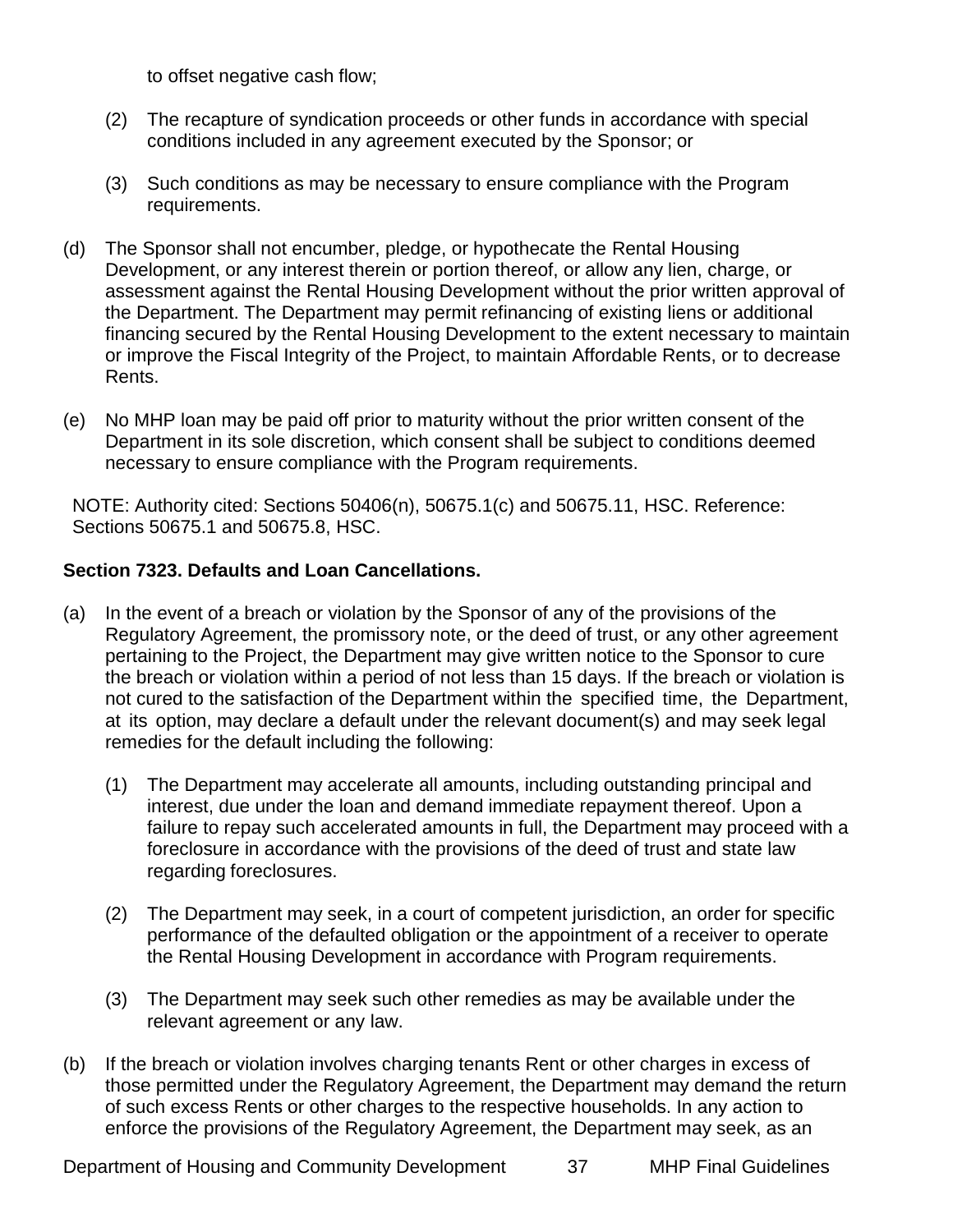to offset negative cash flow;

(2) The recapture of syndication proceeds or other funds in accordance with special conditions included in any agreement executed by the Sponsor; or

(3) Such conditions as may be necessary to ensure compliance with the Program requirements.

(d) The Sponsor shall not encumber, pledge, or hypothecate the Rental Housing Development, or any interest therein or portion thereof, or allow any lien, charge, or assessment against the Rental Housing Development without the prior written approval of the Department. The Department may permit refinancing of existing liens or additional financing secured by the Rental Housing Development to the extent necessary to maintain or improve the Fiscal Integrity of the Project, to maintain Affordable Rents, or to decrease Rents.

(e) No MHP loan may be paid off prior to maturity without the prior written consent of the Department in its sole discretion, which consent shall be subject to conditions deemed necessary to ensure compliance with the Program requirements.

NOTE: Authority cited: Sections 50406(n), 50675.1(c) and 50675.11, HSC. Reference: Sections 50675.1 and 50675.8, HSC.

**Section 7323. Defaults and Loan Cancellations.**

(a) In the event of a breach or violation by the Sponsor of any of the provisions of the Regulatory Agreement, the promissory note, or the deed of trust, or any other agreement pertaining to the Project, the Department may give written notice to the Sponsor to cure the breach or violation within a period of not less than 15 days. If the breach or violation is not cured to the satisfaction of the Department within the specified time, the Department, at its option, may declare a default under the relevant document(s) and may seek legal remedies for the default including the following:

(1) The Department may accelerate all amounts, including outstanding principal and interest, due under the loan and demand immediate repayment thereof. Upon a failure to repay such accelerated amounts in full, the Department may proceed with a foreclosure in accordance with the provisions of the deed of trust and state law regarding foreclosures.

(2) The Department may seek, in a court of competent jurisdiction, an order for specific performance of the defaulted obligation or the appointment of a receiver to operate the Rental Housing Development in accordance with Program requirements.

(3) The Department may seek such other remedies as may be available under the relevant agreement or any law.

(b) If the breach or violation involves charging tenants Rent or other charges in excess of those permitted under the Regulatory Agreement, the Department may demand the return of such excess Rents or other charges to the respective households. In any action to enforce the provisions of the Regulatory Agreement, the Department may seek, as an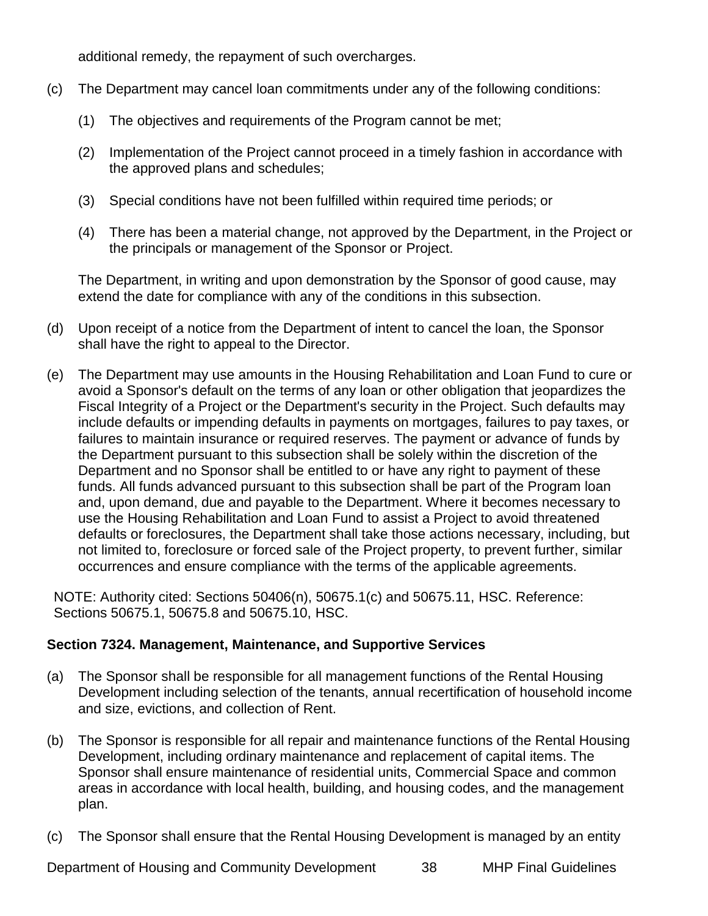additional remedy, the repayment of such overcharges.

(c) The Department may cancel loan commitments under any of the following conditions:

   (1) The objectives and requirements of the Program cannot be met;

   (2) Implementation of the Project cannot proceed in a timely fashion in accordance with the approved plans and schedules;

   (3) Special conditions have not been fulfilled within required time periods; or

   (4) There has been a material change, not approved by the Department, in the Project or the principals or management of the Sponsor or Project.

   The Department, in writing and upon demonstration by the Sponsor of good cause, may extend the date for compliance with any of the conditions in this subsection.

(d) Upon receipt of a notice from the Department of intent to cancel the loan, the Sponsor shall have the right to appeal to the Director.

(e) The Department may use amounts in the Housing Rehabilitation and Loan Fund to cure or avoid a Sponsor's default on the terms of any loan or other obligation that jeopardizes the Fiscal Integrity of a Project or the Department's security in the Project. Such defaults may include defaults or impending defaults in payments on mortgages, failures to pay taxes, or failures to maintain insurance or required reserves. The payment or advance of funds by the Department pursuant to this subsection shall be solely within the discretion of the Department and no Sponsor shall be entitled to or have any right to payment of these funds. All funds advanced pursuant to this subsection shall be part of the Program loan and, upon demand, due and payable to the Department. Where it becomes necessary to use the Housing Rehabilitation and Loan Fund to assist a Project to avoid threatened defaults or foreclosures, the Department shall take those actions necessary, including, but not limited to, foreclosure or forced sale of the Project property, to prevent further, similar occurrences and ensure compliance with the terms of the applicable agreements.

NOTE: Authority cited: Sections 50406(n), 50675.1(c) and 50675.11, HSC. Reference: Sections 50675.1, 50675.8 and 50675.10, HSC.

**Section 7324. Management, Maintenance, and Supportive Services**

(a) The Sponsor shall be responsible for all management functions of the Rental Housing Development including selection of the tenants, annual recertification of household income and size, evictions, and collection of Rent.

(b) The Sponsor is responsible for all repair and maintenance functions of the Rental Housing Development, including ordinary maintenance and replacement of capital items. The Sponsor shall ensure maintenance of residential units, Commercial Space and common areas in accordance with local health, building, and housing codes, and the management plan.

(c) The Sponsor shall ensure that the Rental Housing Development is managed by an entity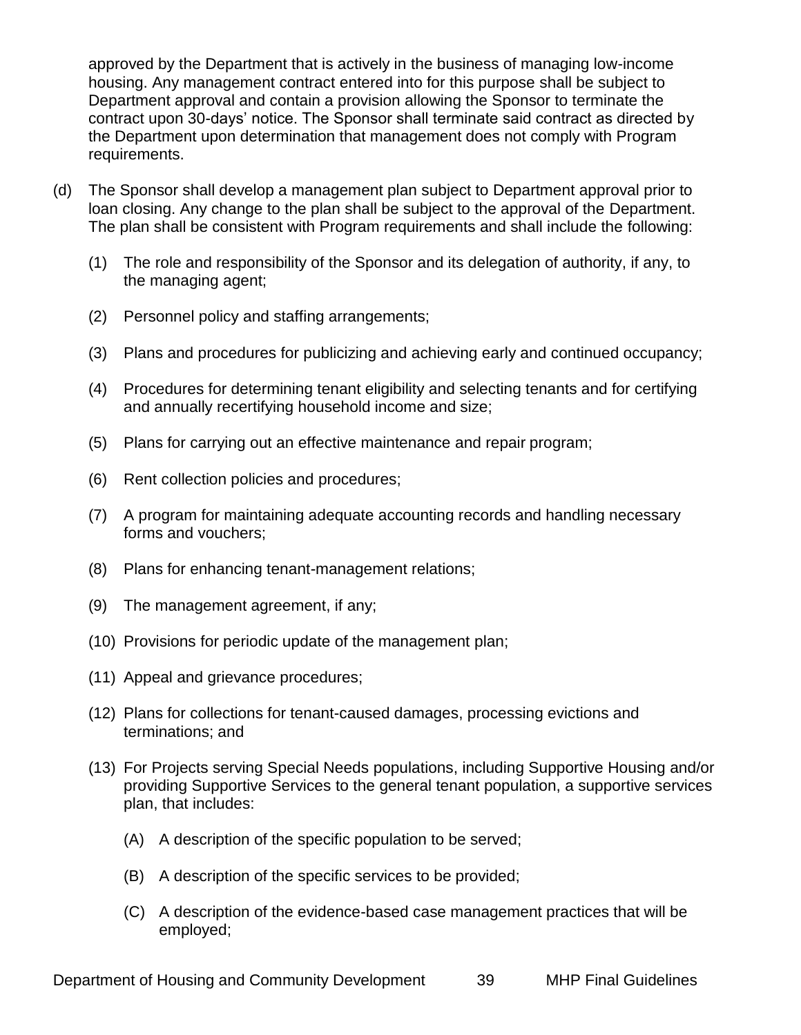approved by the Department that is actively in the business of managing low-income housing. Any management contract entered into for this purpose shall be subject to Department approval and contain a provision allowing the Sponsor to terminate the contract upon 30-days' notice. The Sponsor shall terminate said contract as directed by the Department upon determination that management does not comply with Program requirements.

(d) The Sponsor shall develop a management plan subject to Department approval prior to loan closing. Any change to the plan shall be subject to the approval of the Department. The plan shall be consistent with Program requirements and shall include the following:

   (1) The role and responsibility of the Sponsor and its delegation of authority, if any, to the managing agent;

   (2) Personnel policy and staffing arrangements;

   (3) Plans and procedures for publicizing and achieving early and continued occupancy;

   (4) Procedures for determining tenant eligibility and selecting tenants and for certifying and annually recertifying household income and size;

   (5) Plans for carrying out an effective maintenance and repair program;

   (6) Rent collection policies and procedures;

   (7) A program for maintaining adequate accounting records and handling necessary forms and vouchers;

   (8) Plans for enhancing tenant-management relations;

   (9) The management agreement, if any;

   (10) Provisions for periodic update of the management plan;

   (11) Appeal and grievance procedures;

   (12) Plans for collections for tenant-caused damages, processing evictions and terminations; and

   (13) For Projects serving Special Needs populations, including Supportive Housing and/or providing Supportive Services to the general tenant population, a supportive services plan, that includes:

      (A) A description of the specific population to be served;

      (B) A description of the specific services to be provided;

      (C) A description of the evidence-based case management practices that will be employed;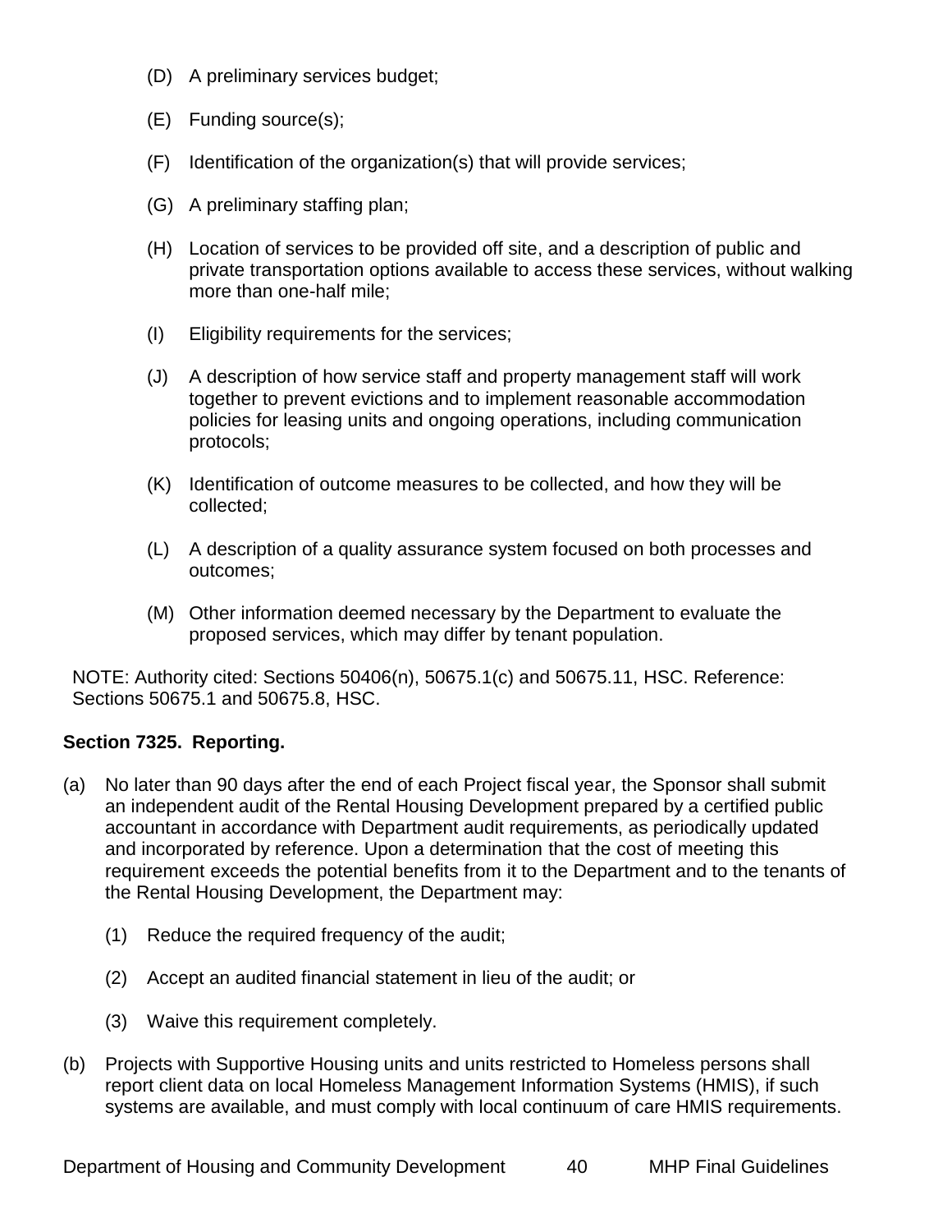(D) A preliminary services budget;

(E) Funding source(s);

(F) Identification of the organization(s) that will provide services;

(G) A preliminary staffing plan;

(H) Location of services to be provided off site, and a description of public and private transportation options available to access these services, without walking more than one-half mile;

(I) Eligibility requirements for the services;

(J) A description of how service staff and property management staff will work together to prevent evictions and to implement reasonable accommodation policies for leasing units and ongoing operations, including communication protocols;

(K) Identification of outcome measures to be collected, and how they will be collected;

(L) A description of a quality assurance system focused on both processes and outcomes;

(M) Other information deemed necessary by the Department to evaluate the proposed services, which may differ by tenant population.

NOTE: Authority cited: Sections 50406(n), 50675.1(c) and 50675.11, HSC. Reference: Sections 50675.1 and 50675.8, HSC.

**Section 7325. Reporting.**

(a) No later than 90 days after the end of each Project fiscal year, the Sponsor shall submit an independent audit of the Rental Housing Development prepared by a certified public accountant in accordance with Department audit requirements, as periodically updated and incorporated by reference. Upon a determination that the cost of meeting this requirement exceeds the potential benefits from it to the Department and to the tenants of the Rental Housing Development, the Department may:

(1) Reduce the required frequency of the audit;

(2) Accept an audited financial statement in lieu of the audit; or

(3) Waive this requirement completely.

(b) Projects with Supportive Housing units and units restricted to Homeless persons shall report client data on local Homeless Management Information Systems (HMIS), if such systems are available, and must comply with local continuum of care HMIS requirements.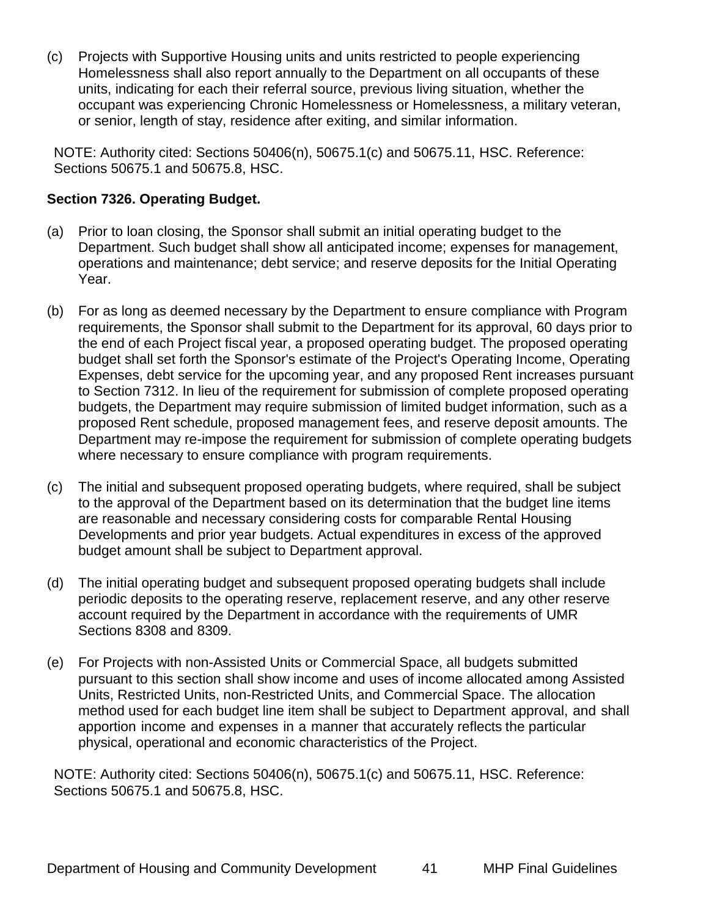(c) Projects with Supportive Housing units and units restricted to people experiencing Homelessness shall also report annually to the Department on all occupants of these units, indicating for each their referral source, previous living situation, whether the occupant was experiencing Chronic Homelessness or Homelessness, a military veteran, or senior, length of stay, residence after exiting, and similar information.

NOTE: Authority cited: Sections 50406(n), 50675.1(c) and 50675.11, HSC. Reference: Sections 50675.1 and 50675.8, HSC.

**Section 7326. Operating Budget.**

(a) Prior to loan closing, the Sponsor shall submit an initial operating budget to the Department. Such budget shall show all anticipated income; expenses for management, operations and maintenance; debt service; and reserve deposits for the Initial Operating Year.

(b) For as long as deemed necessary by the Department to ensure compliance with Program requirements, the Sponsor shall submit to the Department for its approval, 60 days prior to the end of each Project fiscal year, a proposed operating budget. The proposed operating budget shall set forth the Sponsor's estimate of the Project's Operating Income, Operating Expenses, debt service for the upcoming year, and any proposed Rent increases pursuant to Section 7312. In lieu of the requirement for submission of complete proposed operating budgets, the Department may require submission of limited budget information, such as a proposed Rent schedule, proposed management fees, and reserve deposit amounts. The Department may re-impose the requirement for submission of complete operating budgets where necessary to ensure compliance with program requirements.

(c) The initial and subsequent proposed operating budgets, where required, shall be subject to the approval of the Department based on its determination that the budget line items are reasonable and necessary considering costs for comparable Rental Housing Developments and prior year budgets. Actual expenditures in excess of the approved budget amount shall be subject to Department approval.

(d) The initial operating budget and subsequent proposed operating budgets shall include periodic deposits to the operating reserve, replacement reserve, and any other reserve account required by the Department in accordance with the requirements of UMR Sections 8308 and 8309.

(e) For Projects with non-Assisted Units or Commercial Space, all budgets submitted pursuant to this section shall show income and uses of income allocated among Assisted Units, Restricted Units, non-Restricted Units, and Commercial Space. The allocation method used for each budget line item shall be subject to Department approval, and shall apportion income and expenses in a manner that accurately reflects the particular physical, operational and economic characteristics of the Project.

NOTE: Authority cited: Sections 50406(n), 50675.1(c) and 50675.11, HSC. Reference: Sections 50675.1 and 50675.8, HSC.